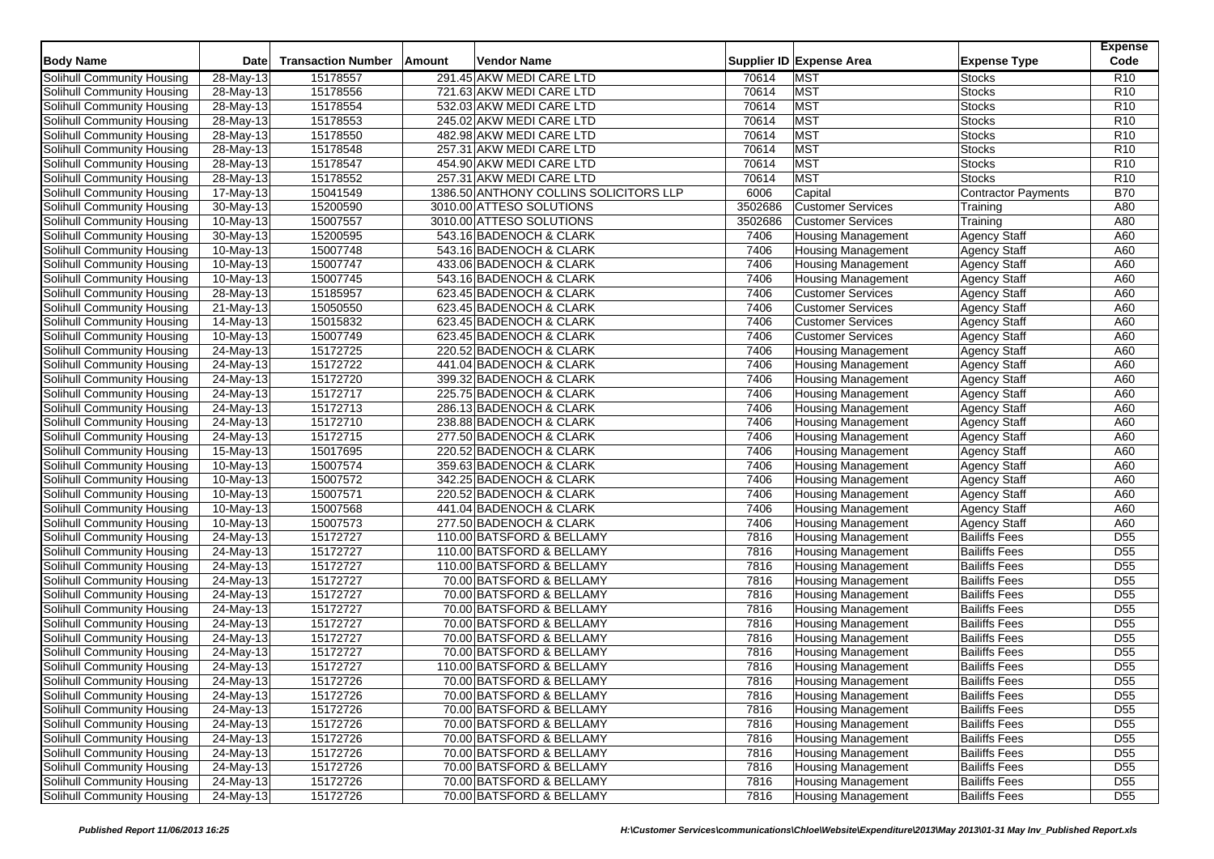| Body Name | Date | Transaction Number | Amount | Vendor Name | Supplier ID | Expense Area | Expense Type | Expense Code |
|---|---|---|---|---|---|---|---|---|
| Solihull Community Housing | 28-May-13 | 15178557 | 291.45 | AKW MEDI CARE LTD | 70614 | MST | Stocks | R10 |
| Solihull Community Housing | 28-May-13 | 15178556 | 721.63 | AKW MEDI CARE LTD | 70614 | MST | Stocks | R10 |
| Solihull Community Housing | 28-May-13 | 15178554 | 532.03 | AKW MEDI CARE LTD | 70614 | MST | Stocks | R10 |
| Solihull Community Housing | 28-May-13 | 15178553 | 245.02 | AKW MEDI CARE LTD | 70614 | MST | Stocks | R10 |
| Solihull Community Housing | 28-May-13 | 15178550 | 482.98 | AKW MEDI CARE LTD | 70614 | MST | Stocks | R10 |
| Solihull Community Housing | 28-May-13 | 15178548 | 257.31 | AKW MEDI CARE LTD | 70614 | MST | Stocks | R10 |
| Solihull Community Housing | 28-May-13 | 15178547 | 454.90 | AKW MEDI CARE LTD | 70614 | MST | Stocks | R10 |
| Solihull Community Housing | 28-May-13 | 15178552 | 257.31 | AKW MEDI CARE LTD | 70614 | MST | Stocks | R10 |
| Solihull Community Housing | 17-May-13 | 15041549 | 1386.50 | ANTHONY COLLINS SOLICITORS LLP | 6006 | Capital | Contractor Payments | B70 |
| Solihull Community Housing | 30-May-13 | 15200590 | 3010.00 | ATTESO SOLUTIONS | 3502686 | Customer Services | Training | A80 |
| Solihull Community Housing | 10-May-13 | 15007557 | 3010.00 | ATTESO SOLUTIONS | 3502686 | Customer Services | Training | A80 |
| Solihull Community Housing | 30-May-13 | 15200595 | 543.16 | BADENOCH & CLARK | 7406 | Housing Management | Agency Staff | A60 |
| Solihull Community Housing | 10-May-13 | 15007748 | 543.16 | BADENOCH & CLARK | 7406 | Housing Management | Agency Staff | A60 |
| Solihull Community Housing | 10-May-13 | 15007747 | 433.06 | BADENOCH & CLARK | 7406 | Housing Management | Agency Staff | A60 |
| Solihull Community Housing | 10-May-13 | 15007745 | 543.16 | BADENOCH & CLARK | 7406 | Housing Management | Agency Staff | A60 |
| Solihull Community Housing | 28-May-13 | 15185957 | 623.45 | BADENOCH & CLARK | 7406 | Customer Services | Agency Staff | A60 |
| Solihull Community Housing | 21-May-13 | 15050550 | 623.45 | BADENOCH & CLARK | 7406 | Customer Services | Agency Staff | A60 |
| Solihull Community Housing | 14-May-13 | 15015832 | 623.45 | BADENOCH & CLARK | 7406 | Customer Services | Agency Staff | A60 |
| Solihull Community Housing | 10-May-13 | 15007749 | 623.45 | BADENOCH & CLARK | 7406 | Customer Services | Agency Staff | A60 |
| Solihull Community Housing | 24-May-13 | 15172725 | 220.52 | BADENOCH & CLARK | 7406 | Housing Management | Agency Staff | A60 |
| Solihull Community Housing | 24-May-13 | 15172722 | 441.04 | BADENOCH & CLARK | 7406 | Housing Management | Agency Staff | A60 |
| Solihull Community Housing | 24-May-13 | 15172720 | 399.32 | BADENOCH & CLARK | 7406 | Housing Management | Agency Staff | A60 |
| Solihull Community Housing | 24-May-13 | 15172717 | 225.75 | BADENOCH & CLARK | 7406 | Housing Management | Agency Staff | A60 |
| Solihull Community Housing | 24-May-13 | 15172713 | 286.13 | BADENOCH & CLARK | 7406 | Housing Management | Agency Staff | A60 |
| Solihull Community Housing | 24-May-13 | 15172710 | 238.88 | BADENOCH & CLARK | 7406 | Housing Management | Agency Staff | A60 |
| Solihull Community Housing | 24-May-13 | 15172715 | 277.50 | BADENOCH & CLARK | 7406 | Housing Management | Agency Staff | A60 |
| Solihull Community Housing | 15-May-13 | 15017695 | 220.52 | BADENOCH & CLARK | 7406 | Housing Management | Agency Staff | A60 |
| Solihull Community Housing | 10-May-13 | 15007574 | 359.63 | BADENOCH & CLARK | 7406 | Housing Management | Agency Staff | A60 |
| Solihull Community Housing | 10-May-13 | 15007572 | 342.25 | BADENOCH & CLARK | 7406 | Housing Management | Agency Staff | A60 |
| Solihull Community Housing | 10-May-13 | 15007571 | 220.52 | BADENOCH & CLARK | 7406 | Housing Management | Agency Staff | A60 |
| Solihull Community Housing | 10-May-13 | 15007568 | 441.04 | BADENOCH & CLARK | 7406 | Housing Management | Agency Staff | A60 |
| Solihull Community Housing | 10-May-13 | 15007573 | 277.50 | BADENOCH & CLARK | 7406 | Housing Management | Agency Staff | A60 |
| Solihull Community Housing | 24-May-13 | 15172727 | 110.00 | BATSFORD & BELLAMY | 7816 | Housing Management | Bailiffs Fees | D55 |
| Solihull Community Housing | 24-May-13 | 15172727 | 110.00 | BATSFORD & BELLAMY | 7816 | Housing Management | Bailiffs Fees | D55 |
| Solihull Community Housing | 24-May-13 | 15172727 | 110.00 | BATSFORD & BELLAMY | 7816 | Housing Management | Bailiffs Fees | D55 |
| Solihull Community Housing | 24-May-13 | 15172727 | 70.00 | BATSFORD & BELLAMY | 7816 | Housing Management | Bailiffs Fees | D55 |
| Solihull Community Housing | 24-May-13 | 15172727 | 70.00 | BATSFORD & BELLAMY | 7816 | Housing Management | Bailiffs Fees | D55 |
| Solihull Community Housing | 24-May-13 | 15172727 | 70.00 | BATSFORD & BELLAMY | 7816 | Housing Management | Bailiffs Fees | D55 |
| Solihull Community Housing | 24-May-13 | 15172727 | 70.00 | BATSFORD & BELLAMY | 7816 | Housing Management | Bailiffs Fees | D55 |
| Solihull Community Housing | 24-May-13 | 15172727 | 70.00 | BATSFORD & BELLAMY | 7816 | Housing Management | Bailiffs Fees | D55 |
| Solihull Community Housing | 24-May-13 | 15172727 | 70.00 | BATSFORD & BELLAMY | 7816 | Housing Management | Bailiffs Fees | D55 |
| Solihull Community Housing | 24-May-13 | 15172727 | 110.00 | BATSFORD & BELLAMY | 7816 | Housing Management | Bailiffs Fees | D55 |
| Solihull Community Housing | 24-May-13 | 15172726 | 70.00 | BATSFORD & BELLAMY | 7816 | Housing Management | Bailiffs Fees | D55 |
| Solihull Community Housing | 24-May-13 | 15172726 | 70.00 | BATSFORD & BELLAMY | 7816 | Housing Management | Bailiffs Fees | D55 |
| Solihull Community Housing | 24-May-13 | 15172726 | 70.00 | BATSFORD & BELLAMY | 7816 | Housing Management | Bailiffs Fees | D55 |
| Solihull Community Housing | 24-May-13 | 15172726 | 70.00 | BATSFORD & BELLAMY | 7816 | Housing Management | Bailiffs Fees | D55 |
| Solihull Community Housing | 24-May-13 | 15172726 | 70.00 | BATSFORD & BELLAMY | 7816 | Housing Management | Bailiffs Fees | D55 |
| Solihull Community Housing | 24-May-13 | 15172726 | 70.00 | BATSFORD & BELLAMY | 7816 | Housing Management | Bailiffs Fees | D55 |
| Solihull Community Housing | 24-May-13 | 15172726 | 70.00 | BATSFORD & BELLAMY | 7816 | Housing Management | Bailiffs Fees | D55 |
| Solihull Community Housing | 24-May-13 | 15172726 | 70.00 | BATSFORD & BELLAMY | 7816 | Housing Management | Bailiffs Fees | D55 |
| Solihull Community Housing | 24-May-13 | 15172726 | 70.00 | BATSFORD & BELLAMY | 7816 | Housing Management | Bailiffs Fees | D55 |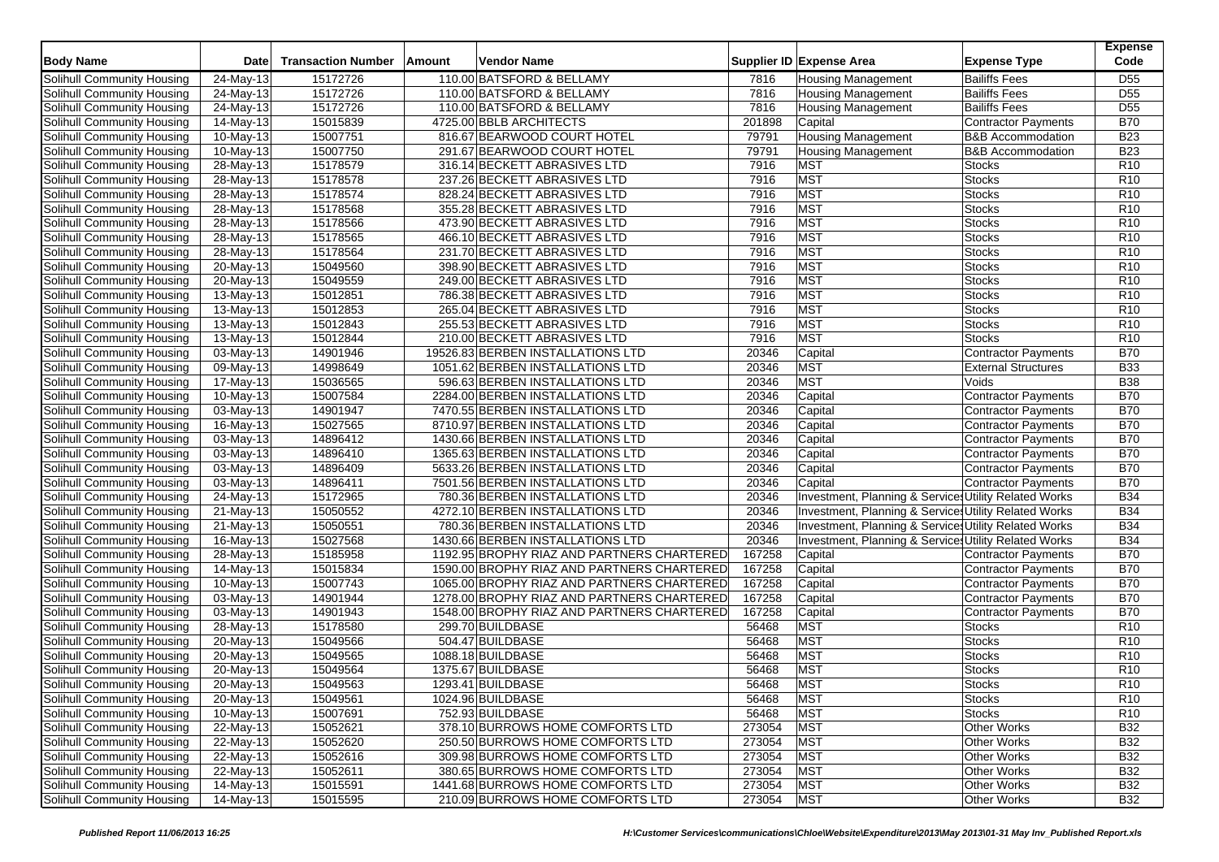| Body Name | Date | Transaction Number | Amount | Vendor Name | Supplier ID | Expense Area | Expense Type | Expense Code |
|---|---|---|---|---|---|---|---|---|
| Solihull Community Housing | 24-May-13 | 15172726 | 110.00 | BATSFORD & BELLAMY | 7816 | Housing Management | Bailiffs Fees | D55 |
| Solihull Community Housing | 24-May-13 | 15172726 | 110.00 | BATSFORD & BELLAMY | 7816 | Housing Management | Bailiffs Fees | D55 |
| Solihull Community Housing | 24-May-13 | 15172726 | 110.00 | BATSFORD & BELLAMY | 7816 | Housing Management | Bailiffs Fees | D55 |
| Solihull Community Housing | 14-May-13 | 15015839 | 4725.00 | BBLB ARCHITECTS | 201898 | Capital | Contractor Payments | B70 |
| Solihull Community Housing | 10-May-13 | 15007751 | 816.67 | BEARWOOD COURT HOTEL | 79791 | Housing Management | B&B Accommodation | B23 |
| Solihull Community Housing | 10-May-13 | 15007750 | 291.67 | BEARWOOD COURT HOTEL | 79791 | Housing Management | B&B Accommodation | B23 |
| Solihull Community Housing | 28-May-13 | 15178579 | 316.14 | BECKETT ABRASIVES LTD | 7916 | MST | Stocks | R10 |
| Solihull Community Housing | 28-May-13 | 15178578 | 237.26 | BECKETT ABRASIVES LTD | 7916 | MST | Stocks | R10 |
| Solihull Community Housing | 28-May-13 | 15178574 | 828.24 | BECKETT ABRASIVES LTD | 7916 | MST | Stocks | R10 |
| Solihull Community Housing | 28-May-13 | 15178568 | 355.28 | BECKETT ABRASIVES LTD | 7916 | MST | Stocks | R10 |
| Solihull Community Housing | 28-May-13 | 15178566 | 473.90 | BECKETT ABRASIVES LTD | 7916 | MST | Stocks | R10 |
| Solihull Community Housing | 28-May-13 | 15178565 | 466.10 | BECKETT ABRASIVES LTD | 7916 | MST | Stocks | R10 |
| Solihull Community Housing | 28-May-13 | 15178564 | 231.70 | BECKETT ABRASIVES LTD | 7916 | MST | Stocks | R10 |
| Solihull Community Housing | 20-May-13 | 15049560 | 398.90 | BECKETT ABRASIVES LTD | 7916 | MST | Stocks | R10 |
| Solihull Community Housing | 20-May-13 | 15049559 | 249.00 | BECKETT ABRASIVES LTD | 7916 | MST | Stocks | R10 |
| Solihull Community Housing | 13-May-13 | 15012851 | 786.38 | BECKETT ABRASIVES LTD | 7916 | MST | Stocks | R10 |
| Solihull Community Housing | 13-May-13 | 15012853 | 265.04 | BECKETT ABRASIVES LTD | 7916 | MST | Stocks | R10 |
| Solihull Community Housing | 13-May-13 | 15012843 | 255.53 | BECKETT ABRASIVES LTD | 7916 | MST | Stocks | R10 |
| Solihull Community Housing | 13-May-13 | 15012844 | 210.00 | BECKETT ABRASIVES LTD | 7916 | MST | Stocks | R10 |
| Solihull Community Housing | 03-May-13 | 14901946 | 19526.83 | BERBEN INSTALLATIONS LTD | 20346 | Capital | Contractor Payments | B70 |
| Solihull Community Housing | 09-May-13 | 14998649 | 1051.62 | BERBEN INSTALLATIONS LTD | 20346 | MST | External Structures | B33 |
| Solihull Community Housing | 17-May-13 | 15036565 | 596.63 | BERBEN INSTALLATIONS LTD | 20346 | MST | Voids | B38 |
| Solihull Community Housing | 10-May-13 | 15007584 | 2284.00 | BERBEN INSTALLATIONS LTD | 20346 | Capital | Contractor Payments | B70 |
| Solihull Community Housing | 03-May-13 | 14901947 | 7470.55 | BERBEN INSTALLATIONS LTD | 20346 | Capital | Contractor Payments | B70 |
| Solihull Community Housing | 16-May-13 | 15027565 | 8710.97 | BERBEN INSTALLATIONS LTD | 20346 | Capital | Contractor Payments | B70 |
| Solihull Community Housing | 03-May-13 | 14896412 | 1430.66 | BERBEN INSTALLATIONS LTD | 20346 | Capital | Contractor Payments | B70 |
| Solihull Community Housing | 03-May-13 | 14896410 | 1365.63 | BERBEN INSTALLATIONS LTD | 20346 | Capital | Contractor Payments | B70 |
| Solihull Community Housing | 03-May-13 | 14896409 | 5633.26 | BERBEN INSTALLATIONS LTD | 20346 | Capital | Contractor Payments | B70 |
| Solihull Community Housing | 03-May-13 | 14896411 | 7501.56 | BERBEN INSTALLATIONS LTD | 20346 | Capital | Contractor Payments | B70 |
| Solihull Community Housing | 24-May-13 | 15172965 | 780.36 | BERBEN INSTALLATIONS LTD | 20346 | Investment, Planning & Services | Utility Related Works | B34 |
| Solihull Community Housing | 21-May-13 | 15050552 | 4272.10 | BERBEN INSTALLATIONS LTD | 20346 | Investment, Planning & Services | Utility Related Works | B34 |
| Solihull Community Housing | 21-May-13 | 15050551 | 780.36 | BERBEN INSTALLATIONS LTD | 20346 | Investment, Planning & Services | Utility Related Works | B34 |
| Solihull Community Housing | 16-May-13 | 15027568 | 1430.66 | BERBEN INSTALLATIONS LTD | 20346 | Investment, Planning & Services | Utility Related Works | B34 |
| Solihull Community Housing | 28-May-13 | 15185958 | 1192.95 | BROPHY RIAZ AND PARTNERS CHARTERED | 167258 | Capital | Contractor Payments | B70 |
| Solihull Community Housing | 14-May-13 | 15015834 | 1590.00 | BROPHY RIAZ AND PARTNERS CHARTERED | 167258 | Capital | Contractor Payments | B70 |
| Solihull Community Housing | 10-May-13 | 15007743 | 1065.00 | BROPHY RIAZ AND PARTNERS CHARTERED | 167258 | Capital | Contractor Payments | B70 |
| Solihull Community Housing | 03-May-13 | 14901944 | 1278.00 | BROPHY RIAZ AND PARTNERS CHARTERED | 167258 | Capital | Contractor Payments | B70 |
| Solihull Community Housing | 03-May-13 | 14901943 | 1548.00 | BROPHY RIAZ AND PARTNERS CHARTERED | 167258 | Capital | Contractor Payments | B70 |
| Solihull Community Housing | 28-May-13 | 15178580 | 299.70 | BUILDBASE | 56468 | MST | Stocks | R10 |
| Solihull Community Housing | 20-May-13 | 15049566 | 504.47 | BUILDBASE | 56468 | MST | Stocks | R10 |
| Solihull Community Housing | 20-May-13 | 15049565 | 1088.18 | BUILDBASE | 56468 | MST | Stocks | R10 |
| Solihull Community Housing | 20-May-13 | 15049564 | 1375.67 | BUILDBASE | 56468 | MST | Stocks | R10 |
| Solihull Community Housing | 20-May-13 | 15049563 | 1293.41 | BUILDBASE | 56468 | MST | Stocks | R10 |
| Solihull Community Housing | 20-May-13 | 15049561 | 1024.96 | BUILDBASE | 56468 | MST | Stocks | R10 |
| Solihull Community Housing | 10-May-13 | 15007691 | 752.93 | BUILDBASE | 56468 | MST | Stocks | R10 |
| Solihull Community Housing | 22-May-13 | 15052621 | 378.10 | BURROWS HOME COMFORTS LTD | 273054 | MST | Other Works | B32 |
| Solihull Community Housing | 22-May-13 | 15052620 | 250.50 | BURROWS HOME COMFORTS LTD | 273054 | MST | Other Works | B32 |
| Solihull Community Housing | 22-May-13 | 15052616 | 309.98 | BURROWS HOME COMFORTS LTD | 273054 | MST | Other Works | B32 |
| Solihull Community Housing | 22-May-13 | 15052611 | 380.65 | BURROWS HOME COMFORTS LTD | 273054 | MST | Other Works | B32 |
| Solihull Community Housing | 14-May-13 | 15015591 | 1441.68 | BURROWS HOME COMFORTS LTD | 273054 | MST | Other Works | B32 |
| Solihull Community Housing | 14-May-13 | 15015595 | 210.09 | BURROWS HOME COMFORTS LTD | 273054 | MST | Other Works | B32 |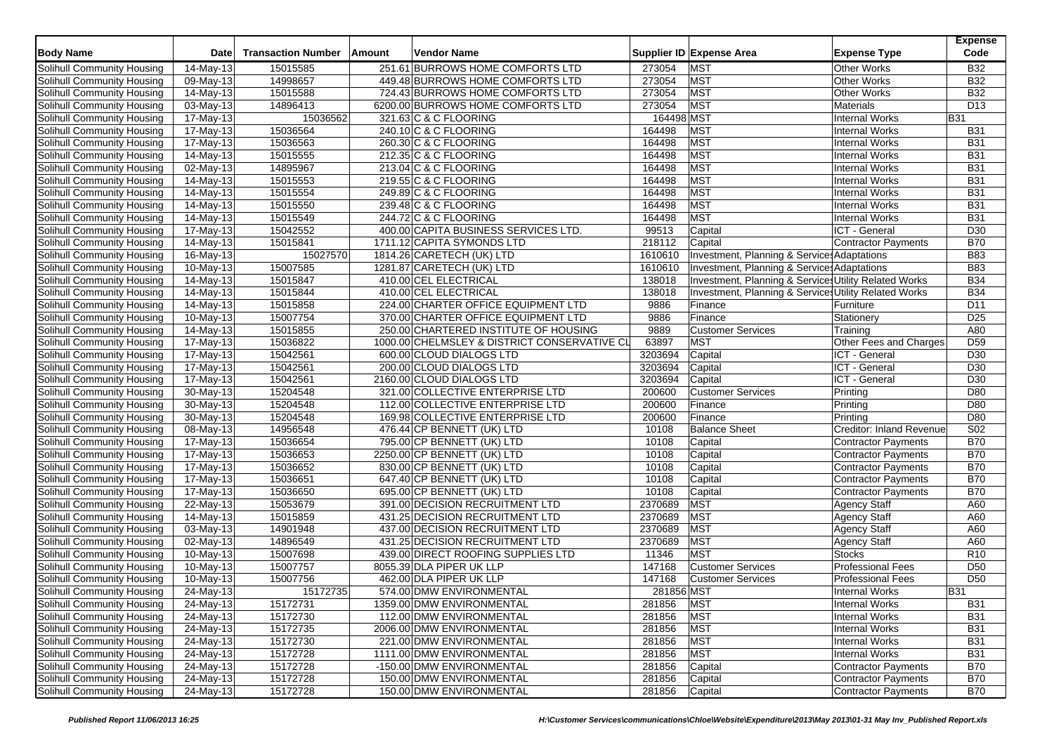| Body Name | Date | Transaction Number | Amount | Vendor Name | Supplier ID | Expense Area | Expense Type | Expense Code |
|---|---|---|---|---|---|---|---|---|
| Solihull Community Housing | 14-May-13 | 15015585 | 251.61 | BURROWS HOME COMFORTS LTD | 273054 | MST | Other Works | B32 |
| Solihull Community Housing | 09-May-13 | 14998657 | 449.48 | BURROWS HOME COMFORTS LTD | 273054 | MST | Other Works | B32 |
| Solihull Community Housing | 14-May-13 | 15015588 | 724.43 | BURROWS HOME COMFORTS LTD | 273054 | MST | Other Works | B32 |
| Solihull Community Housing | 03-May-13 | 14896413 | 6200.00 | BURROWS HOME COMFORTS LTD | 273054 | MST | Materials | D13 |
| Solihull Community Housing | 17-May-13 | 15036562 | 321.63 | C & C FLOORING | 164498 | MST | Internal Works | B31 |
| Solihull Community Housing | 17-May-13 | 15036564 | 240.10 | C & C FLOORING | 164498 | MST | Internal Works | B31 |
| Solihull Community Housing | 17-May-13 | 15036563 | 260.30 | C & C FLOORING | 164498 | MST | Internal Works | B31 |
| Solihull Community Housing | 14-May-13 | 15015555 | 212.35 | C & C FLOORING | 164498 | MST | Internal Works | B31 |
| Solihull Community Housing | 02-May-13 | 14895967 | 213.04 | C & C FLOORING | 164498 | MST | Internal Works | B31 |
| Solihull Community Housing | 14-May-13 | 15015553 | 219.55 | C & C FLOORING | 164498 | MST | Internal Works | B31 |
| Solihull Community Housing | 14-May-13 | 15015554 | 249.89 | C & C FLOORING | 164498 | MST | Internal Works | B31 |
| Solihull Community Housing | 14-May-13 | 15015550 | 239.48 | C & C FLOORING | 164498 | MST | Internal Works | B31 |
| Solihull Community Housing | 14-May-13 | 15015549 | 244.72 | C & C FLOORING | 164498 | MST | Internal Works | B31 |
| Solihull Community Housing | 17-May-13 | 15042552 | 400.00 | CAPITA BUSINESS SERVICES LTD. | 99513 | Capital | ICT - General | D30 |
| Solihull Community Housing | 14-May-13 | 15015841 | 1711.12 | CAPITA SYMONDS LTD | 218112 | Capital | Contractor Payments | B70 |
| Solihull Community Housing | 16-May-13 | 15027570 | 1814.26 | CARETECH (UK) LTD | 1610610 | Investment, Planning & Services | Adaptations | B83 |
| Solihull Community Housing | 10-May-13 | 15007585 | 1281.87 | CARETECH (UK) LTD | 1610610 | Investment, Planning & Services | Adaptations | B83 |
| Solihull Community Housing | 14-May-13 | 15015847 | 410.00 | CEL ELECTRICAL | 138018 | Investment, Planning & Services | Utility Related Works | B34 |
| Solihull Community Housing | 14-May-13 | 15015844 | 410.00 | CEL ELECTRICAL | 138018 | Investment, Planning & Services | Utility Related Works | B34 |
| Solihull Community Housing | 14-May-13 | 15015858 | 224.00 | CHARTER OFFICE EQUIPMENT LTD | 9886 | Finance | Furniture | D11 |
| Solihull Community Housing | 10-May-13 | 15007754 | 370.00 | CHARTER OFFICE EQUIPMENT LTD | 9886 | Finance | Stationery | D25 |
| Solihull Community Housing | 14-May-13 | 15015855 | 250.00 | CHARTERED INSTITUTE OF HOUSING | 9889 | Customer Services | Training | A80 |
| Solihull Community Housing | 17-May-13 | 15036822 | 1000.00 | CHELMSLEY & DISTRICT CONSERVATIVE CL | 63897 | MST | Other Fees and Charges | D59 |
| Solihull Community Housing | 17-May-13 | 15042561 | 600.00 | CLOUD DIALOGS LTD | 3203694 | Capital | ICT - General | D30 |
| Solihull Community Housing | 17-May-13 | 15042561 | 200.00 | CLOUD DIALOGS LTD | 3203694 | Capital | ICT - General | D30 |
| Solihull Community Housing | 17-May-13 | 15042561 | 2160.00 | CLOUD DIALOGS LTD | 3203694 | Capital | ICT - General | D30 |
| Solihull Community Housing | 30-May-13 | 15204548 | 321.00 | COLLECTIVE ENTERPRISE LTD | 200600 | Customer Services | Printing | D80 |
| Solihull Community Housing | 30-May-13 | 15204548 | 112.00 | COLLECTIVE ENTERPRISE LTD | 200600 | Finance | Printing | D80 |
| Solihull Community Housing | 30-May-13 | 15204548 | 169.98 | COLLECTIVE ENTERPRISE LTD | 200600 | Finance | Printing | D80 |
| Solihull Community Housing | 08-May-13 | 14956548 | 476.44 | CP BENNETT (UK) LTD | 10108 | Balance Sheet | Creditor: Inland Revenue | S02 |
| Solihull Community Housing | 17-May-13 | 15036654 | 795.00 | CP BENNETT (UK) LTD | 10108 | Capital | Contractor Payments | B70 |
| Solihull Community Housing | 17-May-13 | 15036653 | 2250.00 | CP BENNETT (UK) LTD | 10108 | Capital | Contractor Payments | B70 |
| Solihull Community Housing | 17-May-13 | 15036652 | 830.00 | CP BENNETT (UK) LTD | 10108 | Capital | Contractor Payments | B70 |
| Solihull Community Housing | 17-May-13 | 15036651 | 647.40 | CP BENNETT (UK) LTD | 10108 | Capital | Contractor Payments | B70 |
| Solihull Community Housing | 17-May-13 | 15036650 | 695.00 | CP BENNETT (UK) LTD | 10108 | Capital | Contractor Payments | B70 |
| Solihull Community Housing | 22-May-13 | 15053679 | 391.00 | DECISION RECRUITMENT LTD | 2370689 | MST | Agency Staff | A60 |
| Solihull Community Housing | 14-May-13 | 15015859 | 431.25 | DECISION RECRUITMENT LTD | 2370689 | MST | Agency Staff | A60 |
| Solihull Community Housing | 03-May-13 | 14901948 | 437.00 | DECISION RECRUITMENT LTD | 2370689 | MST | Agency Staff | A60 |
| Solihull Community Housing | 02-May-13 | 14896549 | 431.25 | DECISION RECRUITMENT LTD | 2370689 | MST | Agency Staff | A60 |
| Solihull Community Housing | 10-May-13 | 15007698 | 439.00 | DIRECT ROOFING SUPPLIES LTD | 11346 | MST | Stocks | R10 |
| Solihull Community Housing | 10-May-13 | 15007757 | 8055.39 | DLA PIPER UK LLP | 147168 | Customer Services | Professional Fees | D50 |
| Solihull Community Housing | 10-May-13 | 15007756 | 462.00 | DLA PIPER UK LLP | 147168 | Customer Services | Professional Fees | D50 |
| Solihull Community Housing | 24-May-13 | 15172735 | 574.00 | DMW ENVIRONMENTAL | 281856 | MST | Internal Works | B31 |
| Solihull Community Housing | 24-May-13 | 15172731 | 1359.00 | DMW ENVIRONMENTAL | 281856 | MST | Internal Works | B31 |
| Solihull Community Housing | 24-May-13 | 15172730 | 112.00 | DMW ENVIRONMENTAL | 281856 | MST | Internal Works | B31 |
| Solihull Community Housing | 24-May-13 | 15172735 | 2006.00 | DMW ENVIRONMENTAL | 281856 | MST | Internal Works | B31 |
| Solihull Community Housing | 24-May-13 | 15172730 | 221.00 | DMW ENVIRONMENTAL | 281856 | MST | Internal Works | B31 |
| Solihull Community Housing | 24-May-13 | 15172728 | 1111.00 | DMW ENVIRONMENTAL | 281856 | MST | Internal Works | B31 |
| Solihull Community Housing | 24-May-13 | 15172728 | -150.00 | DMW ENVIRONMENTAL | 281856 | Capital | Contractor Payments | B70 |
| Solihull Community Housing | 24-May-13 | 15172728 | 150.00 | DMW ENVIRONMENTAL | 281856 | Capital | Contractor Payments | B70 |
| Solihull Community Housing | 24-May-13 | 15172728 | 150.00 | DMW ENVIRONMENTAL | 281856 | Capital | Contractor Payments | B70 |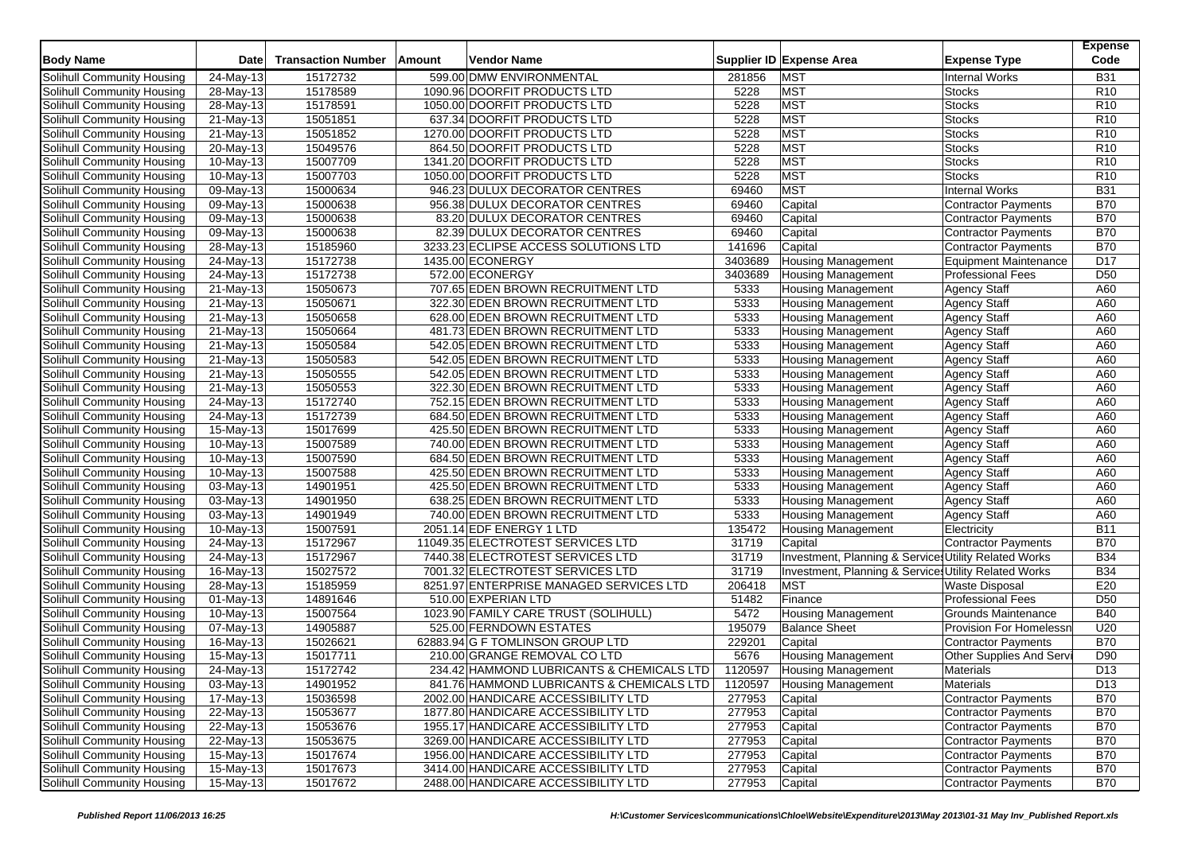| Body Name | Date | Transaction Number | Amount | Vendor Name | Supplier ID | Expense Area | Expense Type | Expense Code |
|---|---|---|---|---|---|---|---|---|
| Solihull Community Housing | 24-May-13 | 15172732 | 599.00 | DMW ENVIRONMENTAL | 281856 | MST | Internal Works | B31 |
| Solihull Community Housing | 28-May-13 | 15178589 | 1090.96 | DOORFIT PRODUCTS LTD | 5228 | MST | Stocks | R10 |
| Solihull Community Housing | 28-May-13 | 15178591 | 1050.00 | DOORFIT PRODUCTS LTD | 5228 | MST | Stocks | R10 |
| Solihull Community Housing | 21-May-13 | 15051851 | 637.34 | DOORFIT PRODUCTS LTD | 5228 | MST | Stocks | R10 |
| Solihull Community Housing | 21-May-13 | 15051852 | 1270.00 | DOORFIT PRODUCTS LTD | 5228 | MST | Stocks | R10 |
| Solihull Community Housing | 20-May-13 | 15049576 | 864.50 | DOORFIT PRODUCTS LTD | 5228 | MST | Stocks | R10 |
| Solihull Community Housing | 10-May-13 | 15007709 | 1341.20 | DOORFIT PRODUCTS LTD | 5228 | MST | Stocks | R10 |
| Solihull Community Housing | 10-May-13 | 15007703 | 1050.00 | DOORFIT PRODUCTS LTD | 5228 | MST | Stocks | R10 |
| Solihull Community Housing | 09-May-13 | 15000634 | 946.23 | DULUX DECORATOR CENTRES | 69460 | MST | Internal Works | B31 |
| Solihull Community Housing | 09-May-13 | 15000638 | 956.38 | DULUX DECORATOR CENTRES | 69460 | Capital | Contractor Payments | B70 |
| Solihull Community Housing | 09-May-13 | 15000638 | 83.20 | DULUX DECORATOR CENTRES | 69460 | Capital | Contractor Payments | B70 |
| Solihull Community Housing | 09-May-13 | 15000638 | 82.39 | DULUX DECORATOR CENTRES | 69460 | Capital | Contractor Payments | B70 |
| Solihull Community Housing | 28-May-13 | 15185960 | 3233.23 | ECLIPSE ACCESS SOLUTIONS LTD | 141696 | Capital | Contractor Payments | B70 |
| Solihull Community Housing | 24-May-13 | 15172738 | 1435.00 | ECONERGY | 3403689 | Housing Management | Equipment Maintenance | D17 |
| Solihull Community Housing | 24-May-13 | 15172738 | 572.00 | ECONERGY | 3403689 | Housing Management | Professional Fees | D50 |
| Solihull Community Housing | 21-May-13 | 15050673 | 707.65 | EDEN BROWN RECRUITMENT LTD | 5333 | Housing Management | Agency Staff | A60 |
| Solihull Community Housing | 21-May-13 | 15050671 | 322.30 | EDEN BROWN RECRUITMENT LTD | 5333 | Housing Management | Agency Staff | A60 |
| Solihull Community Housing | 21-May-13 | 15050658 | 628.00 | EDEN BROWN RECRUITMENT LTD | 5333 | Housing Management | Agency Staff | A60 |
| Solihull Community Housing | 21-May-13 | 15050664 | 481.73 | EDEN BROWN RECRUITMENT LTD | 5333 | Housing Management | Agency Staff | A60 |
| Solihull Community Housing | 21-May-13 | 15050584 | 542.05 | EDEN BROWN RECRUITMENT LTD | 5333 | Housing Management | Agency Staff | A60 |
| Solihull Community Housing | 21-May-13 | 15050583 | 542.05 | EDEN BROWN RECRUITMENT LTD | 5333 | Housing Management | Agency Staff | A60 |
| Solihull Community Housing | 21-May-13 | 15050555 | 542.05 | EDEN BROWN RECRUITMENT LTD | 5333 | Housing Management | Agency Staff | A60 |
| Solihull Community Housing | 21-May-13 | 15050553 | 322.30 | EDEN BROWN RECRUITMENT LTD | 5333 | Housing Management | Agency Staff | A60 |
| Solihull Community Housing | 24-May-13 | 15172740 | 752.15 | EDEN BROWN RECRUITMENT LTD | 5333 | Housing Management | Agency Staff | A60 |
| Solihull Community Housing | 24-May-13 | 15172739 | 684.50 | EDEN BROWN RECRUITMENT LTD | 5333 | Housing Management | Agency Staff | A60 |
| Solihull Community Housing | 15-May-13 | 15017699 | 425.50 | EDEN BROWN RECRUITMENT LTD | 5333 | Housing Management | Agency Staff | A60 |
| Solihull Community Housing | 10-May-13 | 15007589 | 740.00 | EDEN BROWN RECRUITMENT LTD | 5333 | Housing Management | Agency Staff | A60 |
| Solihull Community Housing | 10-May-13 | 15007590 | 684.50 | EDEN BROWN RECRUITMENT LTD | 5333 | Housing Management | Agency Staff | A60 |
| Solihull Community Housing | 10-May-13 | 15007588 | 425.50 | EDEN BROWN RECRUITMENT LTD | 5333 | Housing Management | Agency Staff | A60 |
| Solihull Community Housing | 03-May-13 | 14901951 | 425.50 | EDEN BROWN RECRUITMENT LTD | 5333 | Housing Management | Agency Staff | A60 |
| Solihull Community Housing | 03-May-13 | 14901950 | 638.25 | EDEN BROWN RECRUITMENT LTD | 5333 | Housing Management | Agency Staff | A60 |
| Solihull Community Housing | 03-May-13 | 14901949 | 740.00 | EDEN BROWN RECRUITMENT LTD | 5333 | Housing Management | Agency Staff | A60 |
| Solihull Community Housing | 10-May-13 | 15007591 | 2051.14 | EDF ENERGY 1 LTD | 135472 | Housing Management | Electricity | B11 |
| Solihull Community Housing | 24-May-13 | 15172967 | 11049.35 | ELECTROTEST SERVICES LTD | 31719 | Capital | Contractor Payments | B70 |
| Solihull Community Housing | 24-May-13 | 15172967 | 7440.38 | ELECTROTEST SERVICES LTD | 31719 | Investment, Planning & Services | Utility Related Works | B34 |
| Solihull Community Housing | 16-May-13 | 15027572 | 7001.32 | ELECTROTEST SERVICES LTD | 31719 | Investment, Planning & Services | Utility Related Works | B34 |
| Solihull Community Housing | 28-May-13 | 15185959 | 8251.97 | ENTERPRISE MANAGED SERVICES LTD | 206418 | MST | Waste Disposal | E20 |
| Solihull Community Housing | 01-May-13 | 14891646 | 510.00 | EXPERIAN LTD | 51482 | Finance | Professional Fees | D50 |
| Solihull Community Housing | 10-May-13 | 15007564 | 1023.90 | FAMILY CARE TRUST (SOLIHULL) | 5472 | Housing Management | Grounds Maintenance | B40 |
| Solihull Community Housing | 07-May-13 | 14905887 | 525.00 | FERNDOWN ESTATES | 195079 | Balance Sheet | Provision For Homelessn | U20 |
| Solihull Community Housing | 16-May-13 | 15026621 | 62883.94 | G F TOMLINSON GROUP LTD | 229201 | Capital | Contractor Payments | B70 |
| Solihull Community Housing | 15-May-13 | 15017711 | 210.00 | GRANGE REMOVAL CO LTD | 5676 | Housing Management | Other Supplies And Servi | D90 |
| Solihull Community Housing | 24-May-13 | 15172742 | 234.42 | HAMMOND LUBRICANTS & CHEMICALS LTD | 1120597 | Housing Management | Materials | D13 |
| Solihull Community Housing | 03-May-13 | 14901952 | 841.76 | HAMMOND LUBRICANTS & CHEMICALS LTD | 1120597 | Housing Management | Materials | D13 |
| Solihull Community Housing | 17-May-13 | 15036598 | 2002.00 | HANDICARE ACCESSIBILITY LTD | 277953 | Capital | Contractor Payments | B70 |
| Solihull Community Housing | 22-May-13 | 15053677 | 1877.80 | HANDICARE ACCESSIBILITY LTD | 277953 | Capital | Contractor Payments | B70 |
| Solihull Community Housing | 22-May-13 | 15053676 | 1955.17 | HANDICARE ACCESSIBILITY LTD | 277953 | Capital | Contractor Payments | B70 |
| Solihull Community Housing | 22-May-13 | 15053675 | 3269.00 | HANDICARE ACCESSIBILITY LTD | 277953 | Capital | Contractor Payments | B70 |
| Solihull Community Housing | 15-May-13 | 15017674 | 1956.00 | HANDICARE ACCESSIBILITY LTD | 277953 | Capital | Contractor Payments | B70 |
| Solihull Community Housing | 15-May-13 | 15017673 | 3414.00 | HANDICARE ACCESSIBILITY LTD | 277953 | Capital | Contractor Payments | B70 |
| Solihull Community Housing | 15-May-13 | 15017672 | 2488.00 | HANDICARE ACCESSIBILITY LTD | 277953 | Capital | Contractor Payments | B70 |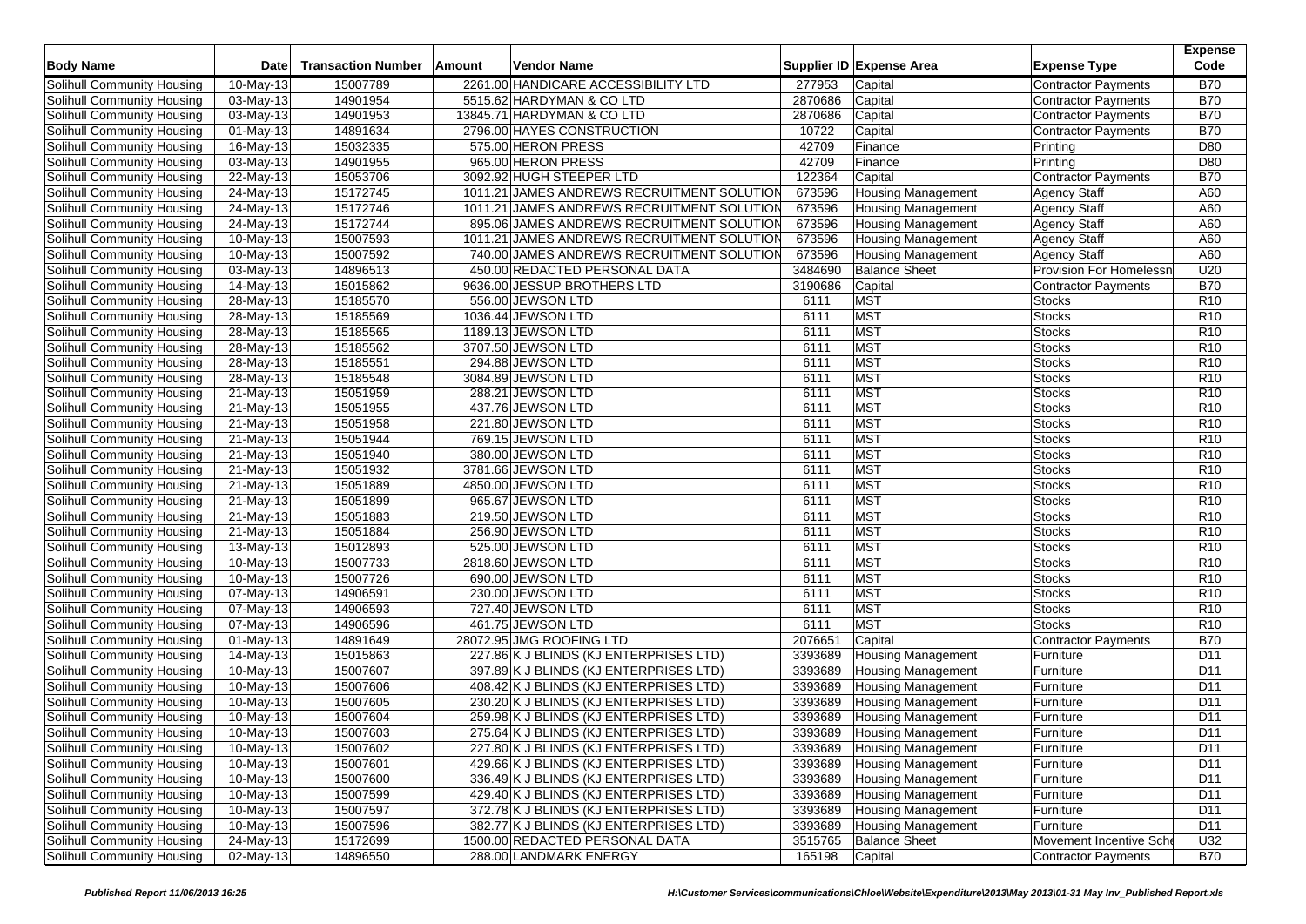| Body Name | Date | Transaction Number | Amount | Vendor Name | Supplier ID | Expense Area | Expense Type | Expense Code |
|---|---|---|---|---|---|---|---|---|
| Solihull Community Housing | 10-May-13 | 15007789 | 2261.00 | HANDICARE ACCESSIBILITY LTD | 277953 | Capital | Contractor Payments | B70 |
| Solihull Community Housing | 03-May-13 | 14901954 | 5515.62 | HARDYMAN & CO LTD | 2870686 | Capital | Contractor Payments | B70 |
| Solihull Community Housing | 03-May-13 | 14901953 | 13845.71 | HARDYMAN & CO LTD | 2870686 | Capital | Contractor Payments | B70 |
| Solihull Community Housing | 01-May-13 | 14891634 | 2796.00 | HAYES CONSTRUCTION | 10722 | Capital | Contractor Payments | B70 |
| Solihull Community Housing | 16-May-13 | 15032335 | 575.00 | HERON PRESS | 42709 | Finance | Printing | D80 |
| Solihull Community Housing | 03-May-13 | 14901955 | 965.00 | HERON PRESS | 42709 | Finance | Printing | D80 |
| Solihull Community Housing | 22-May-13 | 15053706 | 3092.92 | HUGH STEEPER LTD | 122364 | Capital | Contractor Payments | B70 |
| Solihull Community Housing | 24-May-13 | 15172745 | 1011.21 | JAMES ANDREWS RECRUITMENT SOLUTION | 673596 | Housing Management | Agency Staff | A60 |
| Solihull Community Housing | 24-May-13 | 15172746 | 1011.21 | JAMES ANDREWS RECRUITMENT SOLUTION | 673596 | Housing Management | Agency Staff | A60 |
| Solihull Community Housing | 24-May-13 | 15172744 | 895.06 | JAMES ANDREWS RECRUITMENT SOLUTION | 673596 | Housing Management | Agency Staff | A60 |
| Solihull Community Housing | 10-May-13 | 15007593 | 1011.21 | JAMES ANDREWS RECRUITMENT SOLUTION | 673596 | Housing Management | Agency Staff | A60 |
| Solihull Community Housing | 10-May-13 | 15007592 | 740.00 | JAMES ANDREWS RECRUITMENT SOLUTION | 673596 | Housing Management | Agency Staff | A60 |
| Solihull Community Housing | 03-May-13 | 14896513 | 450.00 | REDACTED PERSONAL DATA | 3484690 | Balance Sheet | Provision For Homelessn | U20 |
| Solihull Community Housing | 14-May-13 | 15015862 | 9636.00 | JESSUP BROTHERS LTD | 3190686 | Capital | Contractor Payments | B70 |
| Solihull Community Housing | 28-May-13 | 15185570 | 556.00 | JEWSON LTD | 6111 | MST | Stocks | R10 |
| Solihull Community Housing | 28-May-13 | 15185569 | 1036.44 | JEWSON LTD | 6111 | MST | Stocks | R10 |
| Solihull Community Housing | 28-May-13 | 15185565 | 1189.13 | JEWSON LTD | 6111 | MST | Stocks | R10 |
| Solihull Community Housing | 28-May-13 | 15185562 | 3707.50 | JEWSON LTD | 6111 | MST | Stocks | R10 |
| Solihull Community Housing | 28-May-13 | 15185551 | 294.88 | JEWSON LTD | 6111 | MST | Stocks | R10 |
| Solihull Community Housing | 28-May-13 | 15185548 | 3084.89 | JEWSON LTD | 6111 | MST | Stocks | R10 |
| Solihull Community Housing | 21-May-13 | 15051959 | 288.21 | JEWSON LTD | 6111 | MST | Stocks | R10 |
| Solihull Community Housing | 21-May-13 | 15051955 | 437.76 | JEWSON LTD | 6111 | MST | Stocks | R10 |
| Solihull Community Housing | 21-May-13 | 15051958 | 221.80 | JEWSON LTD | 6111 | MST | Stocks | R10 |
| Solihull Community Housing | 21-May-13 | 15051944 | 769.15 | JEWSON LTD | 6111 | MST | Stocks | R10 |
| Solihull Community Housing | 21-May-13 | 15051940 | 380.00 | JEWSON LTD | 6111 | MST | Stocks | R10 |
| Solihull Community Housing | 21-May-13 | 15051932 | 3781.66 | JEWSON LTD | 6111 | MST | Stocks | R10 |
| Solihull Community Housing | 21-May-13 | 15051889 | 4850.00 | JEWSON LTD | 6111 | MST | Stocks | R10 |
| Solihull Community Housing | 21-May-13 | 15051899 | 965.67 | JEWSON LTD | 6111 | MST | Stocks | R10 |
| Solihull Community Housing | 21-May-13 | 15051883 | 219.50 | JEWSON LTD | 6111 | MST | Stocks | R10 |
| Solihull Community Housing | 21-May-13 | 15051884 | 256.90 | JEWSON LTD | 6111 | MST | Stocks | R10 |
| Solihull Community Housing | 13-May-13 | 15012893 | 525.00 | JEWSON LTD | 6111 | MST | Stocks | R10 |
| Solihull Community Housing | 10-May-13 | 15007733 | 2818.60 | JEWSON LTD | 6111 | MST | Stocks | R10 |
| Solihull Community Housing | 10-May-13 | 15007726 | 690.00 | JEWSON LTD | 6111 | MST | Stocks | R10 |
| Solihull Community Housing | 07-May-13 | 14906591 | 230.00 | JEWSON LTD | 6111 | MST | Stocks | R10 |
| Solihull Community Housing | 07-May-13 | 14906593 | 727.40 | JEWSON LTD | 6111 | MST | Stocks | R10 |
| Solihull Community Housing | 07-May-13 | 14906596 | 461.75 | JEWSON LTD | 6111 | MST | Stocks | R10 |
| Solihull Community Housing | 01-May-13 | 14891649 | 28072.95 | JMG ROOFING LTD | 2076651 | Capital | Contractor Payments | B70 |
| Solihull Community Housing | 14-May-13 | 15015863 | 227.86 | K J BLINDS (KJ ENTERPRISES LTD) | 3393689 | Housing Management | Furniture | D11 |
| Solihull Community Housing | 10-May-13 | 15007607 | 397.89 | K J BLINDS (KJ ENTERPRISES LTD) | 3393689 | Housing Management | Furniture | D11 |
| Solihull Community Housing | 10-May-13 | 15007606 | 408.42 | K J BLINDS (KJ ENTERPRISES LTD) | 3393689 | Housing Management | Furniture | D11 |
| Solihull Community Housing | 10-May-13 | 15007605 | 230.20 | K J BLINDS (KJ ENTERPRISES LTD) | 3393689 | Housing Management | Furniture | D11 |
| Solihull Community Housing | 10-May-13 | 15007604 | 259.98 | K J BLINDS (KJ ENTERPRISES LTD) | 3393689 | Housing Management | Furniture | D11 |
| Solihull Community Housing | 10-May-13 | 15007603 | 275.64 | K J BLINDS (KJ ENTERPRISES LTD) | 3393689 | Housing Management | Furniture | D11 |
| Solihull Community Housing | 10-May-13 | 15007602 | 227.80 | K J BLINDS (KJ ENTERPRISES LTD) | 3393689 | Housing Management | Furniture | D11 |
| Solihull Community Housing | 10-May-13 | 15007601 | 429.66 | K J BLINDS (KJ ENTERPRISES LTD) | 3393689 | Housing Management | Furniture | D11 |
| Solihull Community Housing | 10-May-13 | 15007600 | 336.49 | K J BLINDS (KJ ENTERPRISES LTD) | 3393689 | Housing Management | Furniture | D11 |
| Solihull Community Housing | 10-May-13 | 15007599 | 429.40 | K J BLINDS (KJ ENTERPRISES LTD) | 3393689 | Housing Management | Furniture | D11 |
| Solihull Community Housing | 10-May-13 | 15007597 | 372.78 | K J BLINDS (KJ ENTERPRISES LTD) | 3393689 | Housing Management | Furniture | D11 |
| Solihull Community Housing | 10-May-13 | 15007596 | 382.77 | K J BLINDS (KJ ENTERPRISES LTD) | 3393689 | Housing Management | Furniture | D11 |
| Solihull Community Housing | 24-May-13 | 15172699 | 1500.00 | REDACTED PERSONAL DATA | 3515765 | Balance Sheet | Movement Incentive Sche | U32 |
| Solihull Community Housing | 02-May-13 | 14896550 | 288.00 | LANDMARK ENERGY | 165198 | Capital | Contractor Payments | B70 |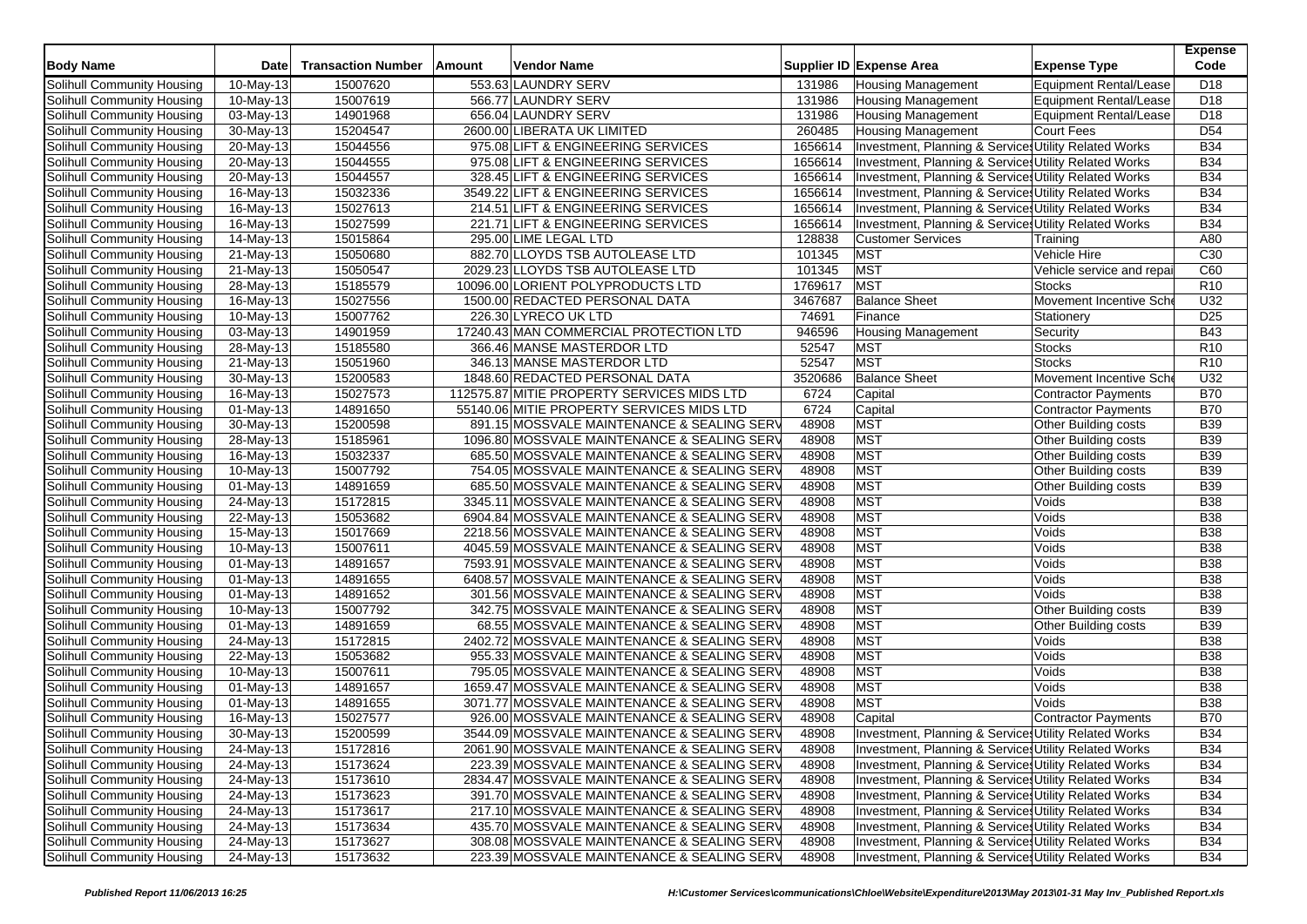| Body Name | Date | Transaction Number | Amount | Vendor Name | Supplier ID | Expense Area | Expense Type | Expense Code |
|---|---|---|---|---|---|---|---|---|
| Solihull Community Housing | 10-May-13 | 15007620 | 553.63 | LAUNDRY SERV | 131986 | Housing Management | Equipment Rental/Lease | D18 |
| Solihull Community Housing | 10-May-13 | 15007619 | 566.77 | LAUNDRY SERV | 131986 | Housing Management | Equipment Rental/Lease | D18 |
| Solihull Community Housing | 03-May-13 | 14901968 | 656.04 | LAUNDRY SERV | 131986 | Housing Management | Equipment Rental/Lease | D18 |
| Solihull Community Housing | 30-May-13 | 15204547 | 2600.00 | LIBERATA UK LIMITED | 260485 | Housing Management | Court Fees | D54 |
| Solihull Community Housing | 20-May-13 | 15044556 | 975.08 | LIFT & ENGINEERING SERVICES | 1656614 | Investment, Planning & Services | Utility Related Works | B34 |
| Solihull Community Housing | 20-May-13 | 15044555 | 975.08 | LIFT & ENGINEERING SERVICES | 1656614 | Investment, Planning & Services | Utility Related Works | B34 |
| Solihull Community Housing | 20-May-13 | 15044557 | 328.45 | LIFT & ENGINEERING SERVICES | 1656614 | Investment, Planning & Services | Utility Related Works | B34 |
| Solihull Community Housing | 16-May-13 | 15032336 | 3549.22 | LIFT & ENGINEERING SERVICES | 1656614 | Investment, Planning & Services | Utility Related Works | B34 |
| Solihull Community Housing | 16-May-13 | 15027613 | 214.51 | LIFT & ENGINEERING SERVICES | 1656614 | Investment, Planning & Services | Utility Related Works | B34 |
| Solihull Community Housing | 16-May-13 | 15027599 | 221.71 | LIFT & ENGINEERING SERVICES | 1656614 | Investment, Planning & Services | Utility Related Works | B34 |
| Solihull Community Housing | 14-May-13 | 15015864 | 295.00 | LIME LEGAL LTD | 128838 | Customer Services | Training | A80 |
| Solihull Community Housing | 21-May-13 | 15050680 | 882.70 | LLOYDS TSB AUTOLEASE LTD | 101345 | MST | Vehicle Hire | C30 |
| Solihull Community Housing | 21-May-13 | 15050547 | 2029.23 | LLOYDS TSB AUTOLEASE LTD | 101345 | MST | Vehicle service and repai | C60 |
| Solihull Community Housing | 28-May-13 | 15185579 | 10096.00 | LORIENT POLYPRODUCTS LTD | 1769617 | MST | Stocks | R10 |
| Solihull Community Housing | 16-May-13 | 15027556 | 1500.00 | REDACTED PERSONAL DATA | 3467687 | Balance Sheet | Movement Incentive Sche | U32 |
| Solihull Community Housing | 10-May-13 | 15007762 | 226.30 | LYRECO UK LTD | 74691 | Finance | Stationery | D25 |
| Solihull Community Housing | 03-May-13 | 14901959 | 17240.43 | MAN COMMERCIAL PROTECTION LTD | 946596 | Housing Management | Security | B43 |
| Solihull Community Housing | 28-May-13 | 15185580 | 366.46 | MANSE MASTERDOR LTD | 52547 | MST | Stocks | R10 |
| Solihull Community Housing | 21-May-13 | 15051960 | 346.13 | MANSE MASTERDOR LTD | 52547 | MST | Stocks | R10 |
| Solihull Community Housing | 30-May-13 | 15200583 | 1848.60 | REDACTED PERSONAL DATA | 3520686 | Balance Sheet | Movement Incentive Sche | U32 |
| Solihull Community Housing | 16-May-13 | 15027573 | 112575.87 | MITIE PROPERTY SERVICES MIDS LTD | 6724 | Capital | Contractor Payments | B70 |
| Solihull Community Housing | 01-May-13 | 14891650 | 55140.06 | MITIE PROPERTY SERVICES MIDS LTD | 6724 | Capital | Contractor Payments | B70 |
| Solihull Community Housing | 30-May-13 | 15200598 | 891.15 | MOSSVALE MAINTENANCE & SEALING SERV | 48908 | MST | Other Building costs | B39 |
| Solihull Community Housing | 28-May-13 | 15185961 | 1096.80 | MOSSVALE MAINTENANCE & SEALING SERV | 48908 | MST | Other Building costs | B39 |
| Solihull Community Housing | 16-May-13 | 15032337 | 685.50 | MOSSVALE MAINTENANCE & SEALING SERV | 48908 | MST | Other Building costs | B39 |
| Solihull Community Housing | 10-May-13 | 15007792 | 754.05 | MOSSVALE MAINTENANCE & SEALING SERV | 48908 | MST | Other Building costs | B39 |
| Solihull Community Housing | 01-May-13 | 14891659 | 685.50 | MOSSVALE MAINTENANCE & SEALING SERV | 48908 | MST | Other Building costs | B39 |
| Solihull Community Housing | 24-May-13 | 15172815 | 3345.11 | MOSSVALE MAINTENANCE & SEALING SERV | 48908 | MST | Voids | B38 |
| Solihull Community Housing | 22-May-13 | 15053682 | 6904.84 | MOSSVALE MAINTENANCE & SEALING SERV | 48908 | MST | Voids | B38 |
| Solihull Community Housing | 15-May-13 | 15017669 | 2218.56 | MOSSVALE MAINTENANCE & SEALING SERV | 48908 | MST | Voids | B38 |
| Solihull Community Housing | 10-May-13 | 15007611 | 4045.59 | MOSSVALE MAINTENANCE & SEALING SERV | 48908 | MST | Voids | B38 |
| Solihull Community Housing | 01-May-13 | 14891657 | 7593.91 | MOSSVALE MAINTENANCE & SEALING SERV | 48908 | MST | Voids | B38 |
| Solihull Community Housing | 01-May-13 | 14891655 | 6408.57 | MOSSVALE MAINTENANCE & SEALING SERV | 48908 | MST | Voids | B38 |
| Solihull Community Housing | 01-May-13 | 14891652 | 301.56 | MOSSVALE MAINTENANCE & SEALING SERV | 48908 | MST | Voids | B38 |
| Solihull Community Housing | 10-May-13 | 15007792 | 342.75 | MOSSVALE MAINTENANCE & SEALING SERV | 48908 | MST | Other Building costs | B39 |
| Solihull Community Housing | 01-May-13 | 14891659 | 68.55 | MOSSVALE MAINTENANCE & SEALING SERV | 48908 | MST | Other Building costs | B39 |
| Solihull Community Housing | 24-May-13 | 15172815 | 2402.72 | MOSSVALE MAINTENANCE & SEALING SERV | 48908 | MST | Voids | B38 |
| Solihull Community Housing | 22-May-13 | 15053682 | 955.33 | MOSSVALE MAINTENANCE & SEALING SERV | 48908 | MST | Voids | B38 |
| Solihull Community Housing | 10-May-13 | 15007611 | 795.05 | MOSSVALE MAINTENANCE & SEALING SERV | 48908 | MST | Voids | B38 |
| Solihull Community Housing | 01-May-13 | 14891657 | 1659.47 | MOSSVALE MAINTENANCE & SEALING SERV | 48908 | MST | Voids | B38 |
| Solihull Community Housing | 01-May-13 | 14891655 | 3071.77 | MOSSVALE MAINTENANCE & SEALING SERV | 48908 | MST | Voids | B38 |
| Solihull Community Housing | 16-May-13 | 15027577 | 926.00 | MOSSVALE MAINTENANCE & SEALING SERV | 48908 | Capital | Contractor Payments | B70 |
| Solihull Community Housing | 30-May-13 | 15200599 | 3544.09 | MOSSVALE MAINTENANCE & SEALING SERV | 48908 | Investment, Planning & Services | Utility Related Works | B34 |
| Solihull Community Housing | 24-May-13 | 15172816 | 2061.90 | MOSSVALE MAINTENANCE & SEALING SERV | 48908 | Investment, Planning & Services | Utility Related Works | B34 |
| Solihull Community Housing | 24-May-13 | 15173624 | 223.39 | MOSSVALE MAINTENANCE & SEALING SERV | 48908 | Investment, Planning & Services | Utility Related Works | B34 |
| Solihull Community Housing | 24-May-13 | 15173610 | 2834.47 | MOSSVALE MAINTENANCE & SEALING SERV | 48908 | Investment, Planning & Services | Utility Related Works | B34 |
| Solihull Community Housing | 24-May-13 | 15173623 | 391.70 | MOSSVALE MAINTENANCE & SEALING SERV | 48908 | Investment, Planning & Services | Utility Related Works | B34 |
| Solihull Community Housing | 24-May-13 | 15173617 | 217.10 | MOSSVALE MAINTENANCE & SEALING SERV | 48908 | Investment, Planning & Services | Utility Related Works | B34 |
| Solihull Community Housing | 24-May-13 | 15173634 | 435.70 | MOSSVALE MAINTENANCE & SEALING SERV | 48908 | Investment, Planning & Services | Utility Related Works | B34 |
| Solihull Community Housing | 24-May-13 | 15173627 | 308.08 | MOSSVALE MAINTENANCE & SEALING SERV | 48908 | Investment, Planning & Services | Utility Related Works | B34 |
| Solihull Community Housing | 24-May-13 | 15173632 | 223.39 | MOSSVALE MAINTENANCE & SEALING SERV | 48908 | Investment, Planning & Services | Utility Related Works | B34 |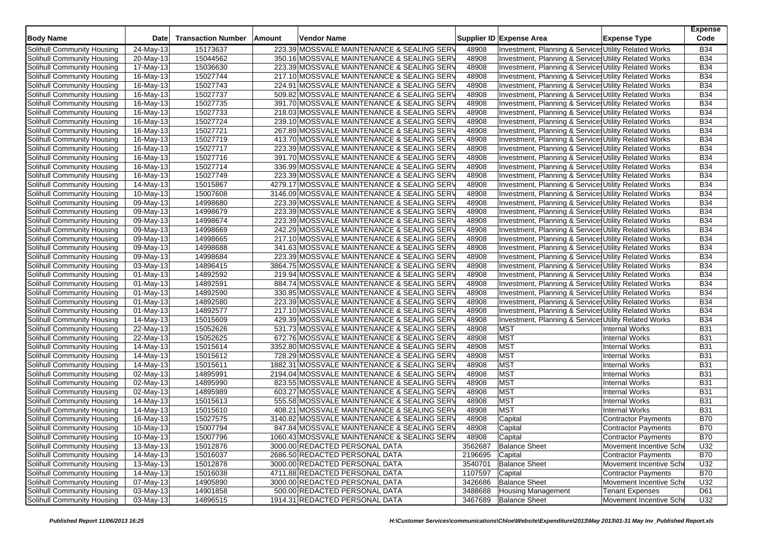| Body Name | Date | Transaction Number | Amount | Vendor Name | Supplier ID | Expense Area | Expense Type | Expense Code |
|---|---|---|---|---|---|---|---|---|
| Solihull Community Housing | 24-May-13 | 15173637 | 223.39 | MOSSVALE MAINTENANCE & SEALING SERV | 48908 | Investment, Planning & Services | Utility Related Works | B34 |
| Solihull Community Housing | 20-May-13 | 15044562 | 350.16 | MOSSVALE MAINTENANCE & SEALING SERV | 48908 | Investment, Planning & Services | Utility Related Works | B34 |
| Solihull Community Housing | 17-May-13 | 15036630 | 223.39 | MOSSVALE MAINTENANCE & SEALING SERV | 48908 | Investment, Planning & Services | Utility Related Works | B34 |
| Solihull Community Housing | 16-May-13 | 15027744 | 217.10 | MOSSVALE MAINTENANCE & SEALING SERV | 48908 | Investment, Planning & Services | Utility Related Works | B34 |
| Solihull Community Housing | 16-May-13 | 15027743 | 224.91 | MOSSVALE MAINTENANCE & SEALING SERV | 48908 | Investment, Planning & Services | Utility Related Works | B34 |
| Solihull Community Housing | 16-May-13 | 15027737 | 509.82 | MOSSVALE MAINTENANCE & SEALING SERV | 48908 | Investment, Planning & Services | Utility Related Works | B34 |
| Solihull Community Housing | 16-May-13 | 15027735 | 391.70 | MOSSVALE MAINTENANCE & SEALING SERV | 48908 | Investment, Planning & Services | Utility Related Works | B34 |
| Solihull Community Housing | 16-May-13 | 15027733 | 218.03 | MOSSVALE MAINTENANCE & SEALING SERV | 48908 | Investment, Planning & Services | Utility Related Works | B34 |
| Solihull Community Housing | 16-May-13 | 15027724 | 239.10 | MOSSVALE MAINTENANCE & SEALING SERV | 48908 | Investment, Planning & Services | Utility Related Works | B34 |
| Solihull Community Housing | 16-May-13 | 15027721 | 267.89 | MOSSVALE MAINTENANCE & SEALING SERV | 48908 | Investment, Planning & Services | Utility Related Works | B34 |
| Solihull Community Housing | 16-May-13 | 15027719 | 413.70 | MOSSVALE MAINTENANCE & SEALING SERV | 48908 | Investment, Planning & Services | Utility Related Works | B34 |
| Solihull Community Housing | 16-May-13 | 15027717 | 223.39 | MOSSVALE MAINTENANCE & SEALING SERV | 48908 | Investment, Planning & Services | Utility Related Works | B34 |
| Solihull Community Housing | 16-May-13 | 15027716 | 391.70 | MOSSVALE MAINTENANCE & SEALING SERV | 48908 | Investment, Planning & Services | Utility Related Works | B34 |
| Solihull Community Housing | 16-May-13 | 15027714 | 336.99 | MOSSVALE MAINTENANCE & SEALING SERV | 48908 | Investment, Planning & Services | Utility Related Works | B34 |
| Solihull Community Housing | 16-May-13 | 15027749 | 223.39 | MOSSVALE MAINTENANCE & SEALING SERV | 48908 | Investment, Planning & Services | Utility Related Works | B34 |
| Solihull Community Housing | 14-May-13 | 15015867 | 4279.17 | MOSSVALE MAINTENANCE & SEALING SERV | 48908 | Investment, Planning & Services | Utility Related Works | B34 |
| Solihull Community Housing | 10-May-13 | 15007608 | 3146.09 | MOSSVALE MAINTENANCE & SEALING SERV | 48908 | Investment, Planning & Services | Utility Related Works | B34 |
| Solihull Community Housing | 09-May-13 | 14998680 | 223.39 | MOSSVALE MAINTENANCE & SEALING SERV | 48908 | Investment, Planning & Services | Utility Related Works | B34 |
| Solihull Community Housing | 09-May-13 | 14998679 | 223.39 | MOSSVALE MAINTENANCE & SEALING SERV | 48908 | Investment, Planning & Services | Utility Related Works | B34 |
| Solihull Community Housing | 09-May-13 | 14998674 | 223.39 | MOSSVALE MAINTENANCE & SEALING SERV | 48908 | Investment, Planning & Services | Utility Related Works | B34 |
| Solihull Community Housing | 09-May-13 | 14998669 | 242.29 | MOSSVALE MAINTENANCE & SEALING SERV | 48908 | Investment, Planning & Services | Utility Related Works | B34 |
| Solihull Community Housing | 09-May-13 | 14998665 | 217.10 | MOSSVALE MAINTENANCE & SEALING SERV | 48908 | Investment, Planning & Services | Utility Related Works | B34 |
| Solihull Community Housing | 09-May-13 | 14998688 | 341.63 | MOSSVALE MAINTENANCE & SEALING SERV | 48908 | Investment, Planning & Services | Utility Related Works | B34 |
| Solihull Community Housing | 09-May-13 | 14998684 | 223.39 | MOSSVALE MAINTENANCE & SEALING SERV | 48908 | Investment, Planning & Services | Utility Related Works | B34 |
| Solihull Community Housing | 03-May-13 | 14896415 | 3864.75 | MOSSVALE MAINTENANCE & SEALING SERV | 48908 | Investment, Planning & Services | Utility Related Works | B34 |
| Solihull Community Housing | 01-May-13 | 14892592 | 219.94 | MOSSVALE MAINTENANCE & SEALING SERV | 48908 | Investment, Planning & Services | Utility Related Works | B34 |
| Solihull Community Housing | 01-May-13 | 14892591 | 884.74 | MOSSVALE MAINTENANCE & SEALING SERV | 48908 | Investment, Planning & Services | Utility Related Works | B34 |
| Solihull Community Housing | 01-May-13 | 14892590 | 330.85 | MOSSVALE MAINTENANCE & SEALING SERV | 48908 | Investment, Planning & Services | Utility Related Works | B34 |
| Solihull Community Housing | 01-May-13 | 14892580 | 223.39 | MOSSVALE MAINTENANCE & SEALING SERV | 48908 | Investment, Planning & Services | Utility Related Works | B34 |
| Solihull Community Housing | 01-May-13 | 14892577 | 217.10 | MOSSVALE MAINTENANCE & SEALING SERV | 48908 | Investment, Planning & Services | Utility Related Works | B34 |
| Solihull Community Housing | 14-May-13 | 15015609 | 429.39 | MOSSVALE MAINTENANCE & SEALING SERV | 48908 | Investment, Planning & Services | Utility Related Works | B34 |
| Solihull Community Housing | 22-May-13 | 15052626 | 531.73 | MOSSVALE MAINTENANCE & SEALING SERV | 48908 | MST | Internal Works | B31 |
| Solihull Community Housing | 22-May-13 | 15052625 | 672.76 | MOSSVALE MAINTENANCE & SEALING SERV | 48908 | MST | Internal Works | B31 |
| Solihull Community Housing | 14-May-13 | 15015614 | 3352.80 | MOSSVALE MAINTENANCE & SEALING SERV | 48908 | MST | Internal Works | B31 |
| Solihull Community Housing | 14-May-13 | 15015612 | 728.29 | MOSSVALE MAINTENANCE & SEALING SERV | 48908 | MST | Internal Works | B31 |
| Solihull Community Housing | 14-May-13 | 15015611 | 1882.31 | MOSSVALE MAINTENANCE & SEALING SERV | 48908 | MST | Internal Works | B31 |
| Solihull Community Housing | 02-May-13 | 14895991 | 2194.04 | MOSSVALE MAINTENANCE & SEALING SERV | 48908 | MST | Internal Works | B31 |
| Solihull Community Housing | 02-May-13 | 14895990 | 823.55 | MOSSVALE MAINTENANCE & SEALING SERV | 48908 | MST | Internal Works | B31 |
| Solihull Community Housing | 02-May-13 | 14895989 | 603.27 | MOSSVALE MAINTENANCE & SEALING SERV | 48908 | MST | Internal Works | B31 |
| Solihull Community Housing | 14-May-13 | 15015613 | 555.58 | MOSSVALE MAINTENANCE & SEALING SERV | 48908 | MST | Internal Works | B31 |
| Solihull Community Housing | 14-May-13 | 15015610 | 408.21 | MOSSVALE MAINTENANCE & SEALING SERV | 48908 | MST | Internal Works | B31 |
| Solihull Community Housing | 16-May-13 | 15027575 | 3140.82 | MOSSVALE MAINTENANCE & SEALING SERV | 48908 | Capital | Contractor Payments | B70 |
| Solihull Community Housing | 10-May-13 | 15007794 | 847.84 | MOSSVALE MAINTENANCE & SEALING SERV | 48908 | Capital | Contractor Payments | B70 |
| Solihull Community Housing | 10-May-13 | 15007796 | 1060.43 | MOSSVALE MAINTENANCE & SEALING SERV | 48908 | Capital | Contractor Payments | B70 |
| Solihull Community Housing | 13-May-13 | 15012876 | 3000.00 | REDACTED PERSONAL DATA | 3562687 | Balance Sheet | Movement Incentive Sche | U32 |
| Solihull Community Housing | 14-May-13 | 15016037 | 2686.50 | REDACTED PERSONAL DATA | 2196695 | Capital | Contractor Payments | B70 |
| Solihull Community Housing | 13-May-13 | 15012878 | 3000.00 | REDACTED PERSONAL DATA | 3540701 | Balance Sheet | Movement Incentive Sche | U32 |
| Solihull Community Housing | 14-May-13 | 15016038 | 4711.88 | REDACTED PERSONAL DATA | 1107597 | Capital | Contractor Payments | B70 |
| Solihull Community Housing | 07-May-13 | 14905890 | 3000.00 | REDACTED PERSONAL DATA | 3426686 | Balance Sheet | Movement Incentive Sche | U32 |
| Solihull Community Housing | 03-May-13 | 14901858 | 500.00 | REDACTED PERSONAL DATA | 3488688 | Housing Management | Tenant Expenses | D61 |
| Solihull Community Housing | 03-May-13 | 14896515 | 1914.31 | REDACTED PERSONAL DATA | 3467689 | Balance Sheet | Movement Incentive Sche | U32 |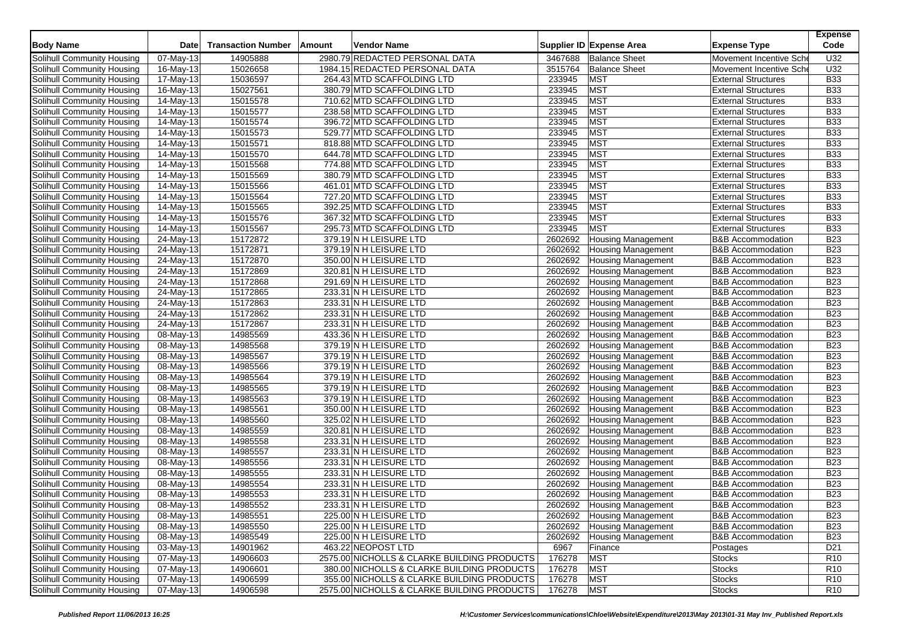| Body Name | Date | Transaction Number | Amount | Vendor Name | Supplier ID | Expense Area | Expense Type | Expense Code |
|---|---|---|---|---|---|---|---|---|
| Solihull Community Housing | 07-May-13 | 14905888 | 2980.79 | REDACTED PERSONAL DATA | 3467688 | Balance Sheet | Movement Incentive Sche | U32 |
| Solihull Community Housing | 16-May-13 | 15026658 | 1984.15 | REDACTED PERSONAL DATA | 3515764 | Balance Sheet | Movement Incentive Sche | U32 |
| Solihull Community Housing | 17-May-13 | 15036597 | 264.43 | MTD SCAFFOLDING LTD | 233945 | MST | External Structures | B33 |
| Solihull Community Housing | 16-May-13 | 15027561 | 380.79 | MTD SCAFFOLDING LTD | 233945 | MST | External Structures | B33 |
| Solihull Community Housing | 14-May-13 | 15015578 | 710.62 | MTD SCAFFOLDING LTD | 233945 | MST | External Structures | B33 |
| Solihull Community Housing | 14-May-13 | 15015577 | 238.58 | MTD SCAFFOLDING LTD | 233945 | MST | External Structures | B33 |
| Solihull Community Housing | 14-May-13 | 15015574 | 396.72 | MTD SCAFFOLDING LTD | 233945 | MST | External Structures | B33 |
| Solihull Community Housing | 14-May-13 | 15015573 | 529.77 | MTD SCAFFOLDING LTD | 233945 | MST | External Structures | B33 |
| Solihull Community Housing | 14-May-13 | 15015571 | 818.88 | MTD SCAFFOLDING LTD | 233945 | MST | External Structures | B33 |
| Solihull Community Housing | 14-May-13 | 15015570 | 644.78 | MTD SCAFFOLDING LTD | 233945 | MST | External Structures | B33 |
| Solihull Community Housing | 14-May-13 | 15015568 | 774.88 | MTD SCAFFOLDING LTD | 233945 | MST | External Structures | B33 |
| Solihull Community Housing | 14-May-13 | 15015569 | 380.79 | MTD SCAFFOLDING LTD | 233945 | MST | External Structures | B33 |
| Solihull Community Housing | 14-May-13 | 15015566 | 461.01 | MTD SCAFFOLDING LTD | 233945 | MST | External Structures | B33 |
| Solihull Community Housing | 14-May-13 | 15015564 | 727.20 | MTD SCAFFOLDING LTD | 233945 | MST | External Structures | B33 |
| Solihull Community Housing | 14-May-13 | 15015565 | 392.25 | MTD SCAFFOLDING LTD | 233945 | MST | External Structures | B33 |
| Solihull Community Housing | 14-May-13 | 15015576 | 367.32 | MTD SCAFFOLDING LTD | 233945 | MST | External Structures | B33 |
| Solihull Community Housing | 14-May-13 | 15015567 | 295.73 | MTD SCAFFOLDING LTD | 233945 | MST | External Structures | B33 |
| Solihull Community Housing | 24-May-13 | 15172872 | 379.19 | N H LEISURE LTD | 2602692 | Housing Management | B&B Accommodation | B23 |
| Solihull Community Housing | 24-May-13 | 15172871 | 379.19 | N H LEISURE LTD | 2602692 | Housing Management | B&B Accommodation | B23 |
| Solihull Community Housing | 24-May-13 | 15172870 | 350.00 | N H LEISURE LTD | 2602692 | Housing Management | B&B Accommodation | B23 |
| Solihull Community Housing | 24-May-13 | 15172869 | 320.81 | N H LEISURE LTD | 2602692 | Housing Management | B&B Accommodation | B23 |
| Solihull Community Housing | 24-May-13 | 15172868 | 291.69 | N H LEISURE LTD | 2602692 | Housing Management | B&B Accommodation | B23 |
| Solihull Community Housing | 24-May-13 | 15172865 | 233.31 | N H LEISURE LTD | 2602692 | Housing Management | B&B Accommodation | B23 |
| Solihull Community Housing | 24-May-13 | 15172863 | 233.31 | N H LEISURE LTD | 2602692 | Housing Management | B&B Accommodation | B23 |
| Solihull Community Housing | 24-May-13 | 15172862 | 233.31 | N H LEISURE LTD | 2602692 | Housing Management | B&B Accommodation | B23 |
| Solihull Community Housing | 24-May-13 | 15172867 | 233.31 | N H LEISURE LTD | 2602692 | Housing Management | B&B Accommodation | B23 |
| Solihull Community Housing | 08-May-13 | 14985569 | 433.36 | N H LEISURE LTD | 2602692 | Housing Management | B&B Accommodation | B23 |
| Solihull Community Housing | 08-May-13 | 14985568 | 379.19 | N H LEISURE LTD | 2602692 | Housing Management | B&B Accommodation | B23 |
| Solihull Community Housing | 08-May-13 | 14985567 | 379.19 | N H LEISURE LTD | 2602692 | Housing Management | B&B Accommodation | B23 |
| Solihull Community Housing | 08-May-13 | 14985566 | 379.19 | N H LEISURE LTD | 2602692 | Housing Management | B&B Accommodation | B23 |
| Solihull Community Housing | 08-May-13 | 14985564 | 379.19 | N H LEISURE LTD | 2602692 | Housing Management | B&B Accommodation | B23 |
| Solihull Community Housing | 08-May-13 | 14985565 | 379.19 | N H LEISURE LTD | 2602692 | Housing Management | B&B Accommodation | B23 |
| Solihull Community Housing | 08-May-13 | 14985563 | 379.19 | N H LEISURE LTD | 2602692 | Housing Management | B&B Accommodation | B23 |
| Solihull Community Housing | 08-May-13 | 14985561 | 350.00 | N H LEISURE LTD | 2602692 | Housing Management | B&B Accommodation | B23 |
| Solihull Community Housing | 08-May-13 | 14985560 | 325.02 | N H LEISURE LTD | 2602692 | Housing Management | B&B Accommodation | B23 |
| Solihull Community Housing | 08-May-13 | 14985559 | 320.81 | N H LEISURE LTD | 2602692 | Housing Management | B&B Accommodation | B23 |
| Solihull Community Housing | 08-May-13 | 14985558 | 233.31 | N H LEISURE LTD | 2602692 | Housing Management | B&B Accommodation | B23 |
| Solihull Community Housing | 08-May-13 | 14985557 | 233.31 | N H LEISURE LTD | 2602692 | Housing Management | B&B Accommodation | B23 |
| Solihull Community Housing | 08-May-13 | 14985556 | 233.31 | N H LEISURE LTD | 2602692 | Housing Management | B&B Accommodation | B23 |
| Solihull Community Housing | 08-May-13 | 14985555 | 233.31 | N H LEISURE LTD | 2602692 | Housing Management | B&B Accommodation | B23 |
| Solihull Community Housing | 08-May-13 | 14985554 | 233.31 | N H LEISURE LTD | 2602692 | Housing Management | B&B Accommodation | B23 |
| Solihull Community Housing | 08-May-13 | 14985553 | 233.31 | N H LEISURE LTD | 2602692 | Housing Management | B&B Accommodation | B23 |
| Solihull Community Housing | 08-May-13 | 14985552 | 233.31 | N H LEISURE LTD | 2602692 | Housing Management | B&B Accommodation | B23 |
| Solihull Community Housing | 08-May-13 | 14985551 | 225.00 | N H LEISURE LTD | 2602692 | Housing Management | B&B Accommodation | B23 |
| Solihull Community Housing | 08-May-13 | 14985550 | 225.00 | N H LEISURE LTD | 2602692 | Housing Management | B&B Accommodation | B23 |
| Solihull Community Housing | 08-May-13 | 14985549 | 225.00 | N H LEISURE LTD | 2602692 | Housing Management | B&B Accommodation | B23 |
| Solihull Community Housing | 03-May-13 | 14901962 | 463.22 | NEOPOST LTD | 6967 | Finance | Postages | D21 |
| Solihull Community Housing | 07-May-13 | 14906603 | 2575.00 | NICHOLLS & CLARKE BUILDING PRODUCTS | 176278 | MST | Stocks | R10 |
| Solihull Community Housing | 07-May-13 | 14906601 | 380.00 | NICHOLLS & CLARKE BUILDING PRODUCTS | 176278 | MST | Stocks | R10 |
| Solihull Community Housing | 07-May-13 | 14906599 | 355.00 | NICHOLLS & CLARKE BUILDING PRODUCTS | 176278 | MST | Stocks | R10 |
| Solihull Community Housing | 07-May-13 | 14906598 | 2575.00 | NICHOLLS & CLARKE BUILDING PRODUCTS | 176278 | MST | Stocks | R10 |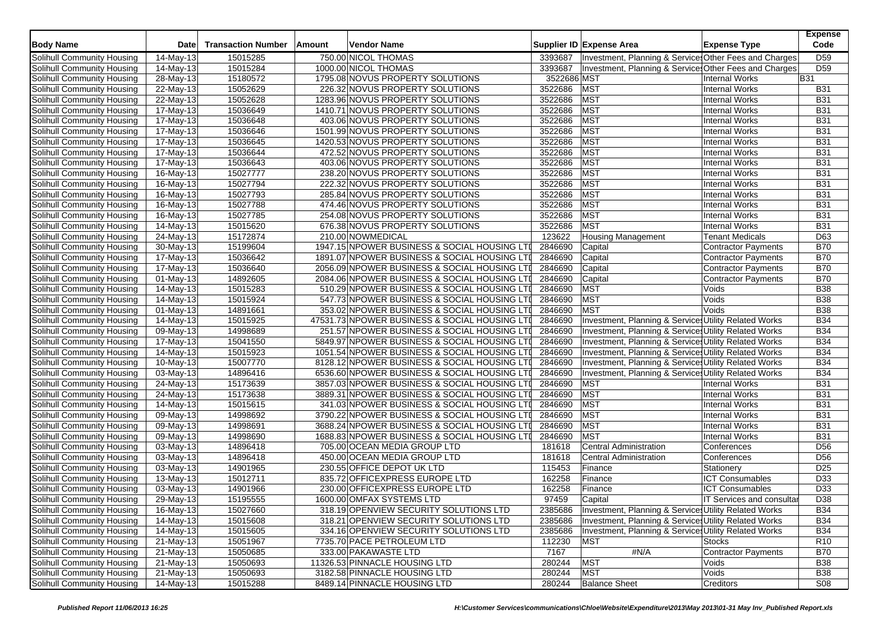| Body Name | Date | Transaction Number | Amount | Vendor Name | Supplier ID | Expense Area | Expense Type | Expense Code |
|---|---|---|---|---|---|---|---|---|
| Solihull Community Housing | 14-May-13 | 15015285 | 750.00 | NICOL THOMAS | 3393687 | Investment, Planning & Services | Other Fees and Charges | D59 |
| Solihull Community Housing | 14-May-13 | 15015284 | 1000.00 | NICOL THOMAS | 3393687 | Investment, Planning & Services | Other Fees and Charges | D59 |
| Solihull Community Housing | 28-May-13 | 15180572 | 1795.08 | NOVUS PROPERTY SOLUTIONS | 3522686 | MST | Internal Works | B31 |
| Solihull Community Housing | 22-May-13 | 15052629 | 226.32 | NOVUS PROPERTY SOLUTIONS | 3522686 | MST | Internal Works | B31 |
| Solihull Community Housing | 22-May-13 | 15052628 | 1283.96 | NOVUS PROPERTY SOLUTIONS | 3522686 | MST | Internal Works | B31 |
| Solihull Community Housing | 17-May-13 | 15036649 | 1410.71 | NOVUS PROPERTY SOLUTIONS | 3522686 | MST | Internal Works | B31 |
| Solihull Community Housing | 17-May-13 | 15036648 | 403.06 | NOVUS PROPERTY SOLUTIONS | 3522686 | MST | Internal Works | B31 |
| Solihull Community Housing | 17-May-13 | 15036646 | 1501.99 | NOVUS PROPERTY SOLUTIONS | 3522686 | MST | Internal Works | B31 |
| Solihull Community Housing | 17-May-13 | 15036645 | 1420.53 | NOVUS PROPERTY SOLUTIONS | 3522686 | MST | Internal Works | B31 |
| Solihull Community Housing | 17-May-13 | 15036644 | 472.52 | NOVUS PROPERTY SOLUTIONS | 3522686 | MST | Internal Works | B31 |
| Solihull Community Housing | 17-May-13 | 15036643 | 403.06 | NOVUS PROPERTY SOLUTIONS | 3522686 | MST | Internal Works | B31 |
| Solihull Community Housing | 16-May-13 | 15027777 | 238.20 | NOVUS PROPERTY SOLUTIONS | 3522686 | MST | Internal Works | B31 |
| Solihull Community Housing | 16-May-13 | 15027794 | 222.32 | NOVUS PROPERTY SOLUTIONS | 3522686 | MST | Internal Works | B31 |
| Solihull Community Housing | 16-May-13 | 15027793 | 285.84 | NOVUS PROPERTY SOLUTIONS | 3522686 | MST | Internal Works | B31 |
| Solihull Community Housing | 16-May-13 | 15027788 | 474.46 | NOVUS PROPERTY SOLUTIONS | 3522686 | MST | Internal Works | B31 |
| Solihull Community Housing | 16-May-13 | 15027785 | 254.08 | NOVUS PROPERTY SOLUTIONS | 3522686 | MST | Internal Works | B31 |
| Solihull Community Housing | 14-May-13 | 15015620 | 676.38 | NOVUS PROPERTY SOLUTIONS | 3522686 | MST | Internal Works | B31 |
| Solihull Community Housing | 24-May-13 | 15172874 | 210.00 | NOWMEDICAL | 123622 | Housing Management | Tenant Medicals | D63 |
| Solihull Community Housing | 30-May-13 | 15199604 | 1947.15 | NPOWER BUSINESS & SOCIAL HOUSING LTD | 2846690 | Capital | Contractor Payments | B70 |
| Solihull Community Housing | 17-May-13 | 15036642 | 1891.07 | NPOWER BUSINESS & SOCIAL HOUSING LTD | 2846690 | Capital | Contractor Payments | B70 |
| Solihull Community Housing | 17-May-13 | 15036640 | 2056.09 | NPOWER BUSINESS & SOCIAL HOUSING LTD | 2846690 | Capital | Contractor Payments | B70 |
| Solihull Community Housing | 01-May-13 | 14892605 | 2084.06 | NPOWER BUSINESS & SOCIAL HOUSING LTD | 2846690 | Capital | Contractor Payments | B70 |
| Solihull Community Housing | 14-May-13 | 15015283 | 510.29 | NPOWER BUSINESS & SOCIAL HOUSING LTD | 2846690 | MST | Voids | B38 |
| Solihull Community Housing | 14-May-13 | 15015924 | 547.73 | NPOWER BUSINESS & SOCIAL HOUSING LTD | 2846690 | MST | Voids | B38 |
| Solihull Community Housing | 01-May-13 | 14891661 | 353.02 | NPOWER BUSINESS & SOCIAL HOUSING LTD | 2846690 | MST | Voids | B38 |
| Solihull Community Housing | 14-May-13 | 15015925 | 47531.73 | NPOWER BUSINESS & SOCIAL HOUSING LTD | 2846690 | Investment, Planning & Services | Utility Related Works | B34 |
| Solihull Community Housing | 09-May-13 | 14998689 | 251.57 | NPOWER BUSINESS & SOCIAL HOUSING LTD | 2846690 | Investment, Planning & Services | Utility Related Works | B34 |
| Solihull Community Housing | 17-May-13 | 15041550 | 5849.97 | NPOWER BUSINESS & SOCIAL HOUSING LTD | 2846690 | Investment, Planning & Services | Utility Related Works | B34 |
| Solihull Community Housing | 14-May-13 | 15015923 | 1051.54 | NPOWER BUSINESS & SOCIAL HOUSING LTD | 2846690 | Investment, Planning & Services | Utility Related Works | B34 |
| Solihull Community Housing | 10-May-13 | 15007770 | 8128.12 | NPOWER BUSINESS & SOCIAL HOUSING LTD | 2846690 | Investment, Planning & Services | Utility Related Works | B34 |
| Solihull Community Housing | 03-May-13 | 14896416 | 6536.60 | NPOWER BUSINESS & SOCIAL HOUSING LTD | 2846690 | Investment, Planning & Services | Utility Related Works | B34 |
| Solihull Community Housing | 24-May-13 | 15173639 | 3857.03 | NPOWER BUSINESS & SOCIAL HOUSING LTD | 2846690 | MST | Internal Works | B31 |
| Solihull Community Housing | 24-May-13 | 15173638 | 3889.31 | NPOWER BUSINESS & SOCIAL HOUSING LTD | 2846690 | MST | Internal Works | B31 |
| Solihull Community Housing | 14-May-13 | 15015615 | 341.03 | NPOWER BUSINESS & SOCIAL HOUSING LTD | 2846690 | MST | Internal Works | B31 |
| Solihull Community Housing | 09-May-13 | 14998692 | 3790.22 | NPOWER BUSINESS & SOCIAL HOUSING LTD | 2846690 | MST | Internal Works | B31 |
| Solihull Community Housing | 09-May-13 | 14998691 | 3688.24 | NPOWER BUSINESS & SOCIAL HOUSING LTD | 2846690 | MST | Internal Works | B31 |
| Solihull Community Housing | 09-May-13 | 14998690 | 1688.83 | NPOWER BUSINESS & SOCIAL HOUSING LTD | 2846690 | MST | Internal Works | B31 |
| Solihull Community Housing | 03-May-13 | 14896418 | 705.00 | OCEAN MEDIA GROUP LTD | 181618 | Central Administration | Conferences | D56 |
| Solihull Community Housing | 03-May-13 | 14896418 | 450.00 | OCEAN MEDIA GROUP LTD | 181618 | Central Administration | Conferences | D56 |
| Solihull Community Housing | 03-May-13 | 14901965 | 230.55 | OFFICE DEPOT UK LTD | 115453 | Finance | Stationery | D25 |
| Solihull Community Housing | 13-May-13 | 15012711 | 835.72 | OFFICEXPRESS EUROPE LTD | 162258 | Finance | ICT Consumables | D33 |
| Solihull Community Housing | 03-May-13 | 14901966 | 230.00 | OFFICEXPRESS EUROPE LTD | 162258 | Finance | ICT Consumables | D33 |
| Solihull Community Housing | 29-May-13 | 15195555 | 1600.00 | OMFAX SYSTEMS LTD | 97459 | Capital | IT Services and consultar | D38 |
| Solihull Community Housing | 16-May-13 | 15027660 | 318.19 | OPENVIEW SECURITY SOLUTIONS LTD | 2385686 | Investment, Planning & Services | Utility Related Works | B34 |
| Solihull Community Housing | 14-May-13 | 15015608 | 318.21 | OPENVIEW SECURITY SOLUTIONS LTD | 2385686 | Investment, Planning & Services | Utility Related Works | B34 |
| Solihull Community Housing | 14-May-13 | 15015605 | 334.16 | OPENVIEW SECURITY SOLUTIONS LTD | 2385686 | Investment, Planning & Services | Utility Related Works | B34 |
| Solihull Community Housing | 21-May-13 | 15051967 | 7735.70 | PACE PETROLEUM LTD | 112230 | MST | Stocks | R10 |
| Solihull Community Housing | 21-May-13 | 15050685 | 333.00 | PAKAWASTE LTD | 7167 | #N/A | Contractor Payments | B70 |
| Solihull Community Housing | 21-May-13 | 15050693 | 11326.53 | PINNACLE HOUSING LTD | 280244 | MST | Voids | B38 |
| Solihull Community Housing | 21-May-13 | 15050693 | 3182.58 | PINNACLE HOUSING LTD | 280244 | MST | Voids | B38 |
| Solihull Community Housing | 14-May-13 | 15015288 | 8489.14 | PINNACLE HOUSING LTD | 280244 | Balance Sheet | Creditors | S08 |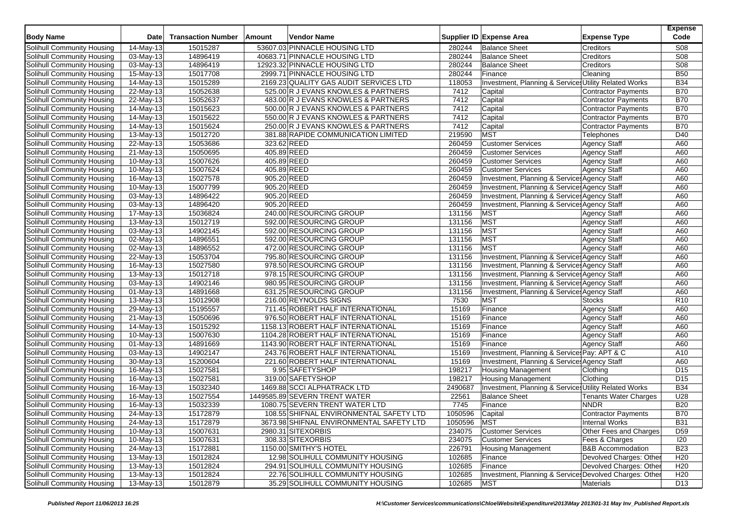| Body Name | Date | Transaction Number | Amount | Vendor Name | Supplier ID | Expense Area | Expense Type | Expense Code |
|---|---|---|---|---|---|---|---|---|
| Solihull Community Housing | 14-May-13 | 15015287 | 53607.03 | PINNACLE HOUSING LTD | 280244 | Balance Sheet | Creditors | S08 |
| Solihull Community Housing | 03-May-13 | 14896419 | 40683.71 | PINNACLE HOUSING LTD | 280244 | Balance Sheet | Creditors | S08 |
| Solihull Community Housing | 03-May-13 | 14896419 | 12923.32 | PINNACLE HOUSING LTD | 280244 | Balance Sheet | Creditors | S08 |
| Solihull Community Housing | 15-May-13 | 15017708 | 2999.71 | PINNACLE HOUSING LTD | 280244 | Finance | Cleaning | B50 |
| Solihull Community Housing | 14-May-13 | 15015289 | 2169.23 | QUALITY GAS AUDIT SERVICES LTD | 118053 | Investment, Planning & Services | Utility Related Works | B34 |
| Solihull Community Housing | 22-May-13 | 15052638 | 525.00 | R J EVANS KNOWLES & PARTNERS | 7412 | Capital | Contractor Payments | B70 |
| Solihull Community Housing | 22-May-13 | 15052637 | 483.00 | R J EVANS KNOWLES & PARTNERS | 7412 | Capital | Contractor Payments | B70 |
| Solihull Community Housing | 14-May-13 | 15015623 | 500.00 | R J EVANS KNOWLES & PARTNERS | 7412 | Capital | Contractor Payments | B70 |
| Solihull Community Housing | 14-May-13 | 15015622 | 550.00 | R J EVANS KNOWLES & PARTNERS | 7412 | Capital | Contractor Payments | B70 |
| Solihull Community Housing | 14-May-13 | 15015624 | 250.00 | R J EVANS KNOWLES & PARTNERS | 7412 | Capital | Contractor Payments | B70 |
| Solihull Community Housing | 13-May-13 | 15012720 | 381.88 | RAPIDE COMMUNICATION LIMITED | 219590 | MST | Telephones | D40 |
| Solihull Community Housing | 22-May-13 | 15053686 | 323.62 | REED | 260459 | Customer Services | Agency Staff | A60 |
| Solihull Community Housing | 21-May-13 | 15050695 | 405.89 | REED | 260459 | Customer Services | Agency Staff | A60 |
| Solihull Community Housing | 10-May-13 | 15007626 | 405.89 | REED | 260459 | Customer Services | Agency Staff | A60 |
| Solihull Community Housing | 10-May-13 | 15007624 | 405.89 | REED | 260459 | Customer Services | Agency Staff | A60 |
| Solihull Community Housing | 16-May-13 | 15027578 | 905.20 | REED | 260459 | Investment, Planning & Services | Agency Staff | A60 |
| Solihull Community Housing | 10-May-13 | 15007799 | 905.20 | REED | 260459 | Investment, Planning & Services | Agency Staff | A60 |
| Solihull Community Housing | 03-May-13 | 14896422 | 905.20 | REED | 260459 | Investment, Planning & Services | Agency Staff | A60 |
| Solihull Community Housing | 03-May-13 | 14896420 | 905.20 | REED | 260459 | Investment, Planning & Services | Agency Staff | A60 |
| Solihull Community Housing | 17-May-13 | 15036824 | 240.00 | RESOURCING GROUP | 131156 | MST | Agency Staff | A60 |
| Solihull Community Housing | 13-May-13 | 15012719 | 592.00 | RESOURCING GROUP | 131156 | MST | Agency Staff | A60 |
| Solihull Community Housing | 03-May-13 | 14902145 | 592.00 | RESOURCING GROUP | 131156 | MST | Agency Staff | A60 |
| Solihull Community Housing | 02-May-13 | 14896551 | 592.00 | RESOURCING GROUP | 131156 | MST | Agency Staff | A60 |
| Solihull Community Housing | 02-May-13 | 14896552 | 472.00 | RESOURCING GROUP | 131156 | MST | Agency Staff | A60 |
| Solihull Community Housing | 22-May-13 | 15053704 | 795.80 | RESOURCING GROUP | 131156 | Investment, Planning & Services | Agency Staff | A60 |
| Solihull Community Housing | 16-May-13 | 15027580 | 978.50 | RESOURCING GROUP | 131156 | Investment, Planning & Services | Agency Staff | A60 |
| Solihull Community Housing | 13-May-13 | 15012718 | 978.15 | RESOURCING GROUP | 131156 | Investment, Planning & Services | Agency Staff | A60 |
| Solihull Community Housing | 03-May-13 | 14902146 | 980.95 | RESOURCING GROUP | 131156 | Investment, Planning & Services | Agency Staff | A60 |
| Solihull Community Housing | 01-May-13 | 14891668 | 631.25 | RESOURCING GROUP | 131156 | Investment, Planning & Services | Agency Staff | A60 |
| Solihull Community Housing | 13-May-13 | 15012908 | 216.00 | REYNOLDS SIGNS | 7530 | MST | Stocks | R10 |
| Solihull Community Housing | 29-May-13 | 15195557 | 711.45 | ROBERT HALF INTERNATIONAL | 15169 | Finance | Agency Staff | A60 |
| Solihull Community Housing | 21-May-13 | 15050696 | 976.50 | ROBERT HALF INTERNATIONAL | 15169 | Finance | Agency Staff | A60 |
| Solihull Community Housing | 14-May-13 | 15015292 | 1158.13 | ROBERT HALF INTERNATIONAL | 15169 | Finance | Agency Staff | A60 |
| Solihull Community Housing | 10-May-13 | 15007630 | 1104.28 | ROBERT HALF INTERNATIONAL | 15169 | Finance | Agency Staff | A60 |
| Solihull Community Housing | 01-May-13 | 14891669 | 1143.90 | ROBERT HALF INTERNATIONAL | 15169 | Finance | Agency Staff | A60 |
| Solihull Community Housing | 03-May-13 | 14902147 | 243.76 | ROBERT HALF INTERNATIONAL | 15169 | Investment, Planning & Services | Pay: APT & C | A10 |
| Solihull Community Housing | 30-May-13 | 15200604 | 221.60 | ROBERT HALF INTERNATIONAL | 15169 | Investment, Planning & Services | Agency Staff | A60 |
| Solihull Community Housing | 16-May-13 | 15027581 | 9.95 | SAFETYSHOP | 198217 | Housing Management | Clothing | D15 |
| Solihull Community Housing | 16-May-13 | 15027581 | 319.00 | SAFETYSHOP | 198217 | Housing Management | Clothing | D15 |
| Solihull Community Housing | 16-May-13 | 15032340 | 1469.88 | SCCI ALPHATRACK LTD | 2490687 | Investment, Planning & Services | Utility Related Works | B34 |
| Solihull Community Housing | 16-May-13 | 15027554 | 1449585.89 | SEVERN TRENT WATER | 22561 | Balance Sheet | Tenants Water Charges | U28 |
| Solihull Community Housing | 16-May-13 | 15032339 | 1080.75 | SEVERN TRENT WATER LTD | 7745 | Finance | NNDR | B20 |
| Solihull Community Housing | 24-May-13 | 15172879 | 108.55 | SHIFNAL ENVIRONMENTAL SAFETY LTD | 1050596 | Capital | Contractor Payments | B70 |
| Solihull Community Housing | 24-May-13 | 15172879 | 3673.98 | SHIFNAL ENVIRONMENTAL SAFETY LTD | 1050596 | MST | Internal Works | B31 |
| Solihull Community Housing | 10-May-13 | 15007631 | 2980.31 | SITEXORBIS | 234075 | Customer Services | Other Fees and Charges | D59 |
| Solihull Community Housing | 10-May-13 | 15007631 | 308.33 | SITEXORBIS | 234075 | Customer Services | Fees & Charges | I20 |
| Solihull Community Housing | 24-May-13 | 15172881 | 1150.00 | SMITHY'S HOTEL | 226791 | Housing Management | B&B Accommodation | B23 |
| Solihull Community Housing | 13-May-13 | 15012824 | 12.98 | SOLIHULL COMMUNITY HOUSING | 102685 | Finance | Devolved Charges: Other | H20 |
| Solihull Community Housing | 13-May-13 | 15012824 | 294.91 | SOLIHULL COMMUNITY HOUSING | 102685 | Finance | Devolved Charges: Other | H20 |
| Solihull Community Housing | 13-May-13 | 15012824 | 22.76 | SOLIHULL COMMUNITY HOUSING | 102685 | Investment, Planning & Services | Devolved Charges: Other | H20 |
| Solihull Community Housing | 13-May-13 | 15012879 | 35.29 | SOLIHULL COMMUNITY HOUSING | 102685 | MST | Materials | D13 |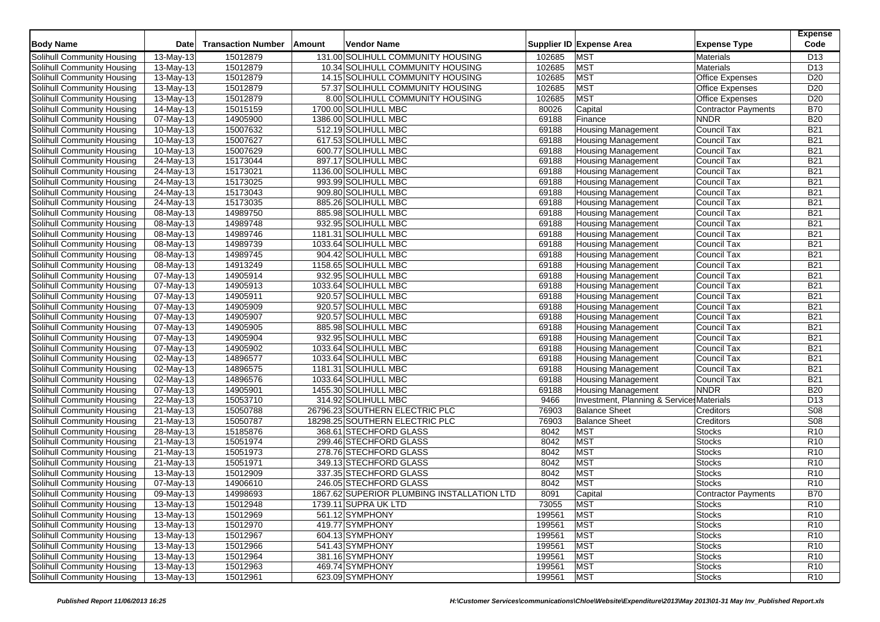| Body Name | Date | Transaction Number | Amount | Vendor Name | Supplier ID | Expense Area | Expense Type | Expense Code |
|---|---|---|---|---|---|---|---|---|
| Solihull Community Housing | 13-May-13 | 15012879 | 131.00 | SOLIHULL COMMUNITY HOUSING | 102685 | MST | Materials | D13 |
| Solihull Community Housing | 13-May-13 | 15012879 | 10.34 | SOLIHULL COMMUNITY HOUSING | 102685 | MST | Materials | D13 |
| Solihull Community Housing | 13-May-13 | 15012879 | 14.15 | SOLIHULL COMMUNITY HOUSING | 102685 | MST | Office Expenses | D20 |
| Solihull Community Housing | 13-May-13 | 15012879 | 57.37 | SOLIHULL COMMUNITY HOUSING | 102685 | MST | Office Expenses | D20 |
| Solihull Community Housing | 13-May-13 | 15012879 | 8.00 | SOLIHULL COMMUNITY HOUSING | 102685 | MST | Office Expenses | D20 |
| Solihull Community Housing | 14-May-13 | 15015159 | 1700.00 | SOLIHULL MBC | 80026 | Capital | Contractor Payments | B70 |
| Solihull Community Housing | 07-May-13 | 14905900 | 1386.00 | SOLIHULL MBC | 69188 | Finance | NNDR | B20 |
| Solihull Community Housing | 10-May-13 | 15007632 | 512.19 | SOLIHULL MBC | 69188 | Housing Management | Council Tax | B21 |
| Solihull Community Housing | 10-May-13 | 15007627 | 617.53 | SOLIHULL MBC | 69188 | Housing Management | Council Tax | B21 |
| Solihull Community Housing | 10-May-13 | 15007629 | 600.77 | SOLIHULL MBC | 69188 | Housing Management | Council Tax | B21 |
| Solihull Community Housing | 24-May-13 | 15173044 | 897.17 | SOLIHULL MBC | 69188 | Housing Management | Council Tax | B21 |
| Solihull Community Housing | 24-May-13 | 15173021 | 1136.00 | SOLIHULL MBC | 69188 | Housing Management | Council Tax | B21 |
| Solihull Community Housing | 24-May-13 | 15173025 | 993.99 | SOLIHULL MBC | 69188 | Housing Management | Council Tax | B21 |
| Solihull Community Housing | 24-May-13 | 15173043 | 909.80 | SOLIHULL MBC | 69188 | Housing Management | Council Tax | B21 |
| Solihull Community Housing | 24-May-13 | 15173035 | 885.26 | SOLIHULL MBC | 69188 | Housing Management | Council Tax | B21 |
| Solihull Community Housing | 08-May-13 | 14989750 | 885.98 | SOLIHULL MBC | 69188 | Housing Management | Council Tax | B21 |
| Solihull Community Housing | 08-May-13 | 14989748 | 932.95 | SOLIHULL MBC | 69188 | Housing Management | Council Tax | B21 |
| Solihull Community Housing | 08-May-13 | 14989746 | 1181.31 | SOLIHULL MBC | 69188 | Housing Management | Council Tax | B21 |
| Solihull Community Housing | 08-May-13 | 14989739 | 1033.64 | SOLIHULL MBC | 69188 | Housing Management | Council Tax | B21 |
| Solihull Community Housing | 08-May-13 | 14989745 | 904.42 | SOLIHULL MBC | 69188 | Housing Management | Council Tax | B21 |
| Solihull Community Housing | 08-May-13 | 14913249 | 1158.65 | SOLIHULL MBC | 69188 | Housing Management | Council Tax | B21 |
| Solihull Community Housing | 07-May-13 | 14905914 | 932.95 | SOLIHULL MBC | 69188 | Housing Management | Council Tax | B21 |
| Solihull Community Housing | 07-May-13 | 14905913 | 1033.64 | SOLIHULL MBC | 69188 | Housing Management | Council Tax | B21 |
| Solihull Community Housing | 07-May-13 | 14905911 | 920.57 | SOLIHULL MBC | 69188 | Housing Management | Council Tax | B21 |
| Solihull Community Housing | 07-May-13 | 14905909 | 920.57 | SOLIHULL MBC | 69188 | Housing Management | Council Tax | B21 |
| Solihull Community Housing | 07-May-13 | 14905907 | 920.57 | SOLIHULL MBC | 69188 | Housing Management | Council Tax | B21 |
| Solihull Community Housing | 07-May-13 | 14905905 | 885.98 | SOLIHULL MBC | 69188 | Housing Management | Council Tax | B21 |
| Solihull Community Housing | 07-May-13 | 14905904 | 932.95 | SOLIHULL MBC | 69188 | Housing Management | Council Tax | B21 |
| Solihull Community Housing | 07-May-13 | 14905902 | 1033.64 | SOLIHULL MBC | 69188 | Housing Management | Council Tax | B21 |
| Solihull Community Housing | 02-May-13 | 14896577 | 1033.64 | SOLIHULL MBC | 69188 | Housing Management | Council Tax | B21 |
| Solihull Community Housing | 02-May-13 | 14896575 | 1181.31 | SOLIHULL MBC | 69188 | Housing Management | Council Tax | B21 |
| Solihull Community Housing | 02-May-13 | 14896576 | 1033.64 | SOLIHULL MBC | 69188 | Housing Management | Council Tax | B21 |
| Solihull Community Housing | 07-May-13 | 14905901 | 1455.30 | SOLIHULL MBC | 69188 | Housing Management | NNDR | B20 |
| Solihull Community Housing | 22-May-13 | 15053710 | 314.92 | SOLIHULL MBC | 9466 | Investment, Planning & Services | Materials | D13 |
| Solihull Community Housing | 21-May-13 | 15050788 | 26796.23 | SOUTHERN ELECTRIC PLC | 76903 | Balance Sheet | Creditors | S08 |
| Solihull Community Housing | 21-May-13 | 15050787 | 18298.25 | SOUTHERN ELECTRIC PLC | 76903 | Balance Sheet | Creditors | S08 |
| Solihull Community Housing | 28-May-13 | 15185876 | 368.61 | STECHFORD GLASS | 8042 | MST | Stocks | R10 |
| Solihull Community Housing | 21-May-13 | 15051974 | 299.46 | STECHFORD GLASS | 8042 | MST | Stocks | R10 |
| Solihull Community Housing | 21-May-13 | 15051973 | 278.76 | STECHFORD GLASS | 8042 | MST | Stocks | R10 |
| Solihull Community Housing | 21-May-13 | 15051971 | 349.13 | STECHFORD GLASS | 8042 | MST | Stocks | R10 |
| Solihull Community Housing | 13-May-13 | 15012909 | 337.35 | STECHFORD GLASS | 8042 | MST | Stocks | R10 |
| Solihull Community Housing | 07-May-13 | 14906610 | 246.05 | STECHFORD GLASS | 8042 | MST | Stocks | R10 |
| Solihull Community Housing | 09-May-13 | 14998693 | 1867.62 | SUPERIOR PLUMBING INSTALLATION LTD | 8091 | Capital | Contractor Payments | B70 |
| Solihull Community Housing | 13-May-13 | 15012948 | 1739.11 | SUPRA UK LTD | 73055 | MST | Stocks | R10 |
| Solihull Community Housing | 13-May-13 | 15012969 | 561.12 | SYMPHONY | 199561 | MST | Stocks | R10 |
| Solihull Community Housing | 13-May-13 | 15012970 | 419.77 | SYMPHONY | 199561 | MST | Stocks | R10 |
| Solihull Community Housing | 13-May-13 | 15012967 | 604.13 | SYMPHONY | 199561 | MST | Stocks | R10 |
| Solihull Community Housing | 13-May-13 | 15012966 | 541.43 | SYMPHONY | 199561 | MST | Stocks | R10 |
| Solihull Community Housing | 13-May-13 | 15012964 | 381.16 | SYMPHONY | 199561 | MST | Stocks | R10 |
| Solihull Community Housing | 13-May-13 | 15012963 | 469.74 | SYMPHONY | 199561 | MST | Stocks | R10 |
| Solihull Community Housing | 13-May-13 | 15012961 | 623.09 | SYMPHONY | 199561 | MST | Stocks | R10 |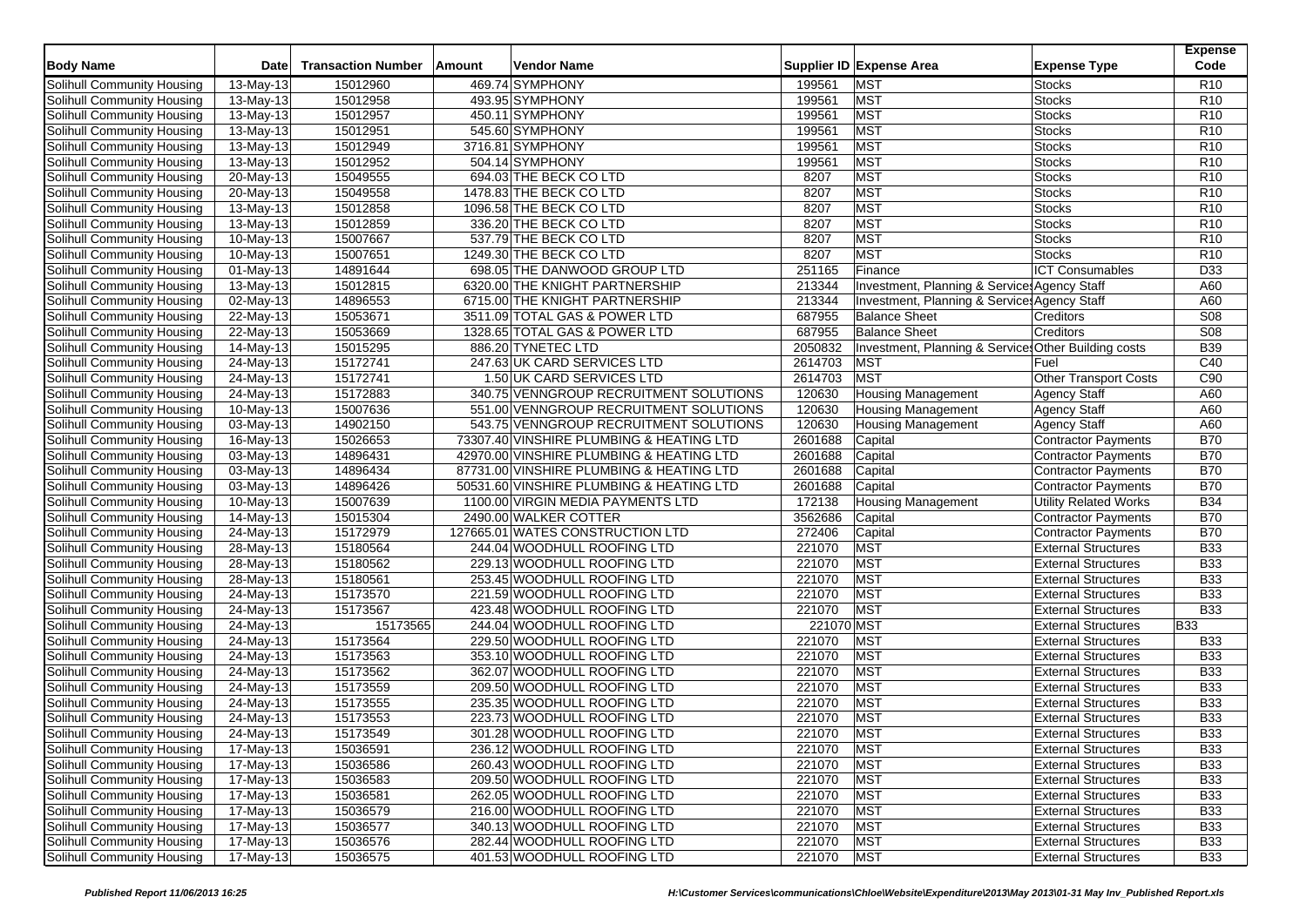| Body Name | Date | Transaction Number | Amount | Vendor Name | Supplier ID | Expense Area | Expense Type | Expense Code |
|---|---|---|---|---|---|---|---|---|
| Solihull Community Housing | 13-May-13 | 15012960 | 469.74 | SYMPHONY | 199561 | MST | Stocks | R10 |
| Solihull Community Housing | 13-May-13 | 15012958 | 493.95 | SYMPHONY | 199561 | MST | Stocks | R10 |
| Solihull Community Housing | 13-May-13 | 15012957 | 450.11 | SYMPHONY | 199561 | MST | Stocks | R10 |
| Solihull Community Housing | 13-May-13 | 15012951 | 545.60 | SYMPHONY | 199561 | MST | Stocks | R10 |
| Solihull Community Housing | 13-May-13 | 15012949 | 3716.81 | SYMPHONY | 199561 | MST | Stocks | R10 |
| Solihull Community Housing | 13-May-13 | 15012952 | 504.14 | SYMPHONY | 199561 | MST | Stocks | R10 |
| Solihull Community Housing | 20-May-13 | 15049555 | 694.03 | THE BECK CO LTD | 8207 | MST | Stocks | R10 |
| Solihull Community Housing | 20-May-13 | 15049558 | 1478.83 | THE BECK CO LTD | 8207 | MST | Stocks | R10 |
| Solihull Community Housing | 13-May-13 | 15012858 | 1096.58 | THE BECK CO LTD | 8207 | MST | Stocks | R10 |
| Solihull Community Housing | 13-May-13 | 15012859 | 336.20 | THE BECK CO LTD | 8207 | MST | Stocks | R10 |
| Solihull Community Housing | 10-May-13 | 15007667 | 537.79 | THE BECK CO LTD | 8207 | MST | Stocks | R10 |
| Solihull Community Housing | 10-May-13 | 15007651 | 1249.30 | THE BECK CO LTD | 8207 | MST | Stocks | R10 |
| Solihull Community Housing | 01-May-13 | 14891644 | 698.05 | THE DANWOOD GROUP LTD | 251165 | Finance | ICT Consumables | D33 |
| Solihull Community Housing | 13-May-13 | 15012815 | 6320.00 | THE KNIGHT PARTNERSHIP | 213344 | Investment, Planning & Services | Agency Staff | A60 |
| Solihull Community Housing | 02-May-13 | 14896553 | 6715.00 | THE KNIGHT PARTNERSHIP | 213344 | Investment, Planning & Services | Agency Staff | A60 |
| Solihull Community Housing | 22-May-13 | 15053671 | 3511.09 | TOTAL GAS & POWER LTD | 687955 | Balance Sheet | Creditors | S08 |
| Solihull Community Housing | 22-May-13 | 15053669 | 1328.65 | TOTAL GAS & POWER LTD | 687955 | Balance Sheet | Creditors | S08 |
| Solihull Community Housing | 14-May-13 | 15015295 | 886.20 | TYNETEC LTD | 2050832 | Investment, Planning & Services | Other Building costs | B39 |
| Solihull Community Housing | 24-May-13 | 15172741 | 247.63 | UK CARD SERVICES LTD | 2614703 | MST | Fuel | C40 |
| Solihull Community Housing | 24-May-13 | 15172741 | 1.50 | UK CARD SERVICES LTD | 2614703 | MST | Other Transport Costs | C90 |
| Solihull Community Housing | 24-May-13 | 15172883 | 340.75 | VENNGROUP RECRUITMENT SOLUTIONS | 120630 | Housing Management | Agency Staff | A60 |
| Solihull Community Housing | 10-May-13 | 15007636 | 551.00 | VENNGROUP RECRUITMENT SOLUTIONS | 120630 | Housing Management | Agency Staff | A60 |
| Solihull Community Housing | 03-May-13 | 14902150 | 543.75 | VENNGROUP RECRUITMENT SOLUTIONS | 120630 | Housing Management | Agency Staff | A60 |
| Solihull Community Housing | 16-May-13 | 15026653 | 73307.40 | VINSHIRE PLUMBING & HEATING LTD | 2601688 | Capital | Contractor Payments | B70 |
| Solihull Community Housing | 03-May-13 | 14896431 | 42970.00 | VINSHIRE PLUMBING & HEATING LTD | 2601688 | Capital | Contractor Payments | B70 |
| Solihull Community Housing | 03-May-13 | 14896434 | 87731.00 | VINSHIRE PLUMBING & HEATING LTD | 2601688 | Capital | Contractor Payments | B70 |
| Solihull Community Housing | 03-May-13 | 14896426 | 50531.60 | VINSHIRE PLUMBING & HEATING LTD | 2601688 | Capital | Contractor Payments | B70 |
| Solihull Community Housing | 10-May-13 | 15007639 | 1100.00 | VIRGIN MEDIA PAYMENTS LTD | 172138 | Housing Management | Utility Related Works | B34 |
| Solihull Community Housing | 14-May-13 | 15015304 | 2490.00 | WALKER COTTER | 3562686 | Capital | Contractor Payments | B70 |
| Solihull Community Housing | 24-May-13 | 15172979 | 127665.01 | WATES CONSTRUCTION LTD | 272406 | Capital | Contractor Payments | B70 |
| Solihull Community Housing | 28-May-13 | 15180564 | 244.04 | WOODHULL ROOFING LTD | 221070 | MST | External Structures | B33 |
| Solihull Community Housing | 28-May-13 | 15180562 | 229.13 | WOODHULL ROOFING LTD | 221070 | MST | External Structures | B33 |
| Solihull Community Housing | 28-May-13 | 15180561 | 253.45 | WOODHULL ROOFING LTD | 221070 | MST | External Structures | B33 |
| Solihull Community Housing | 24-May-13 | 15173570 | 221.59 | WOODHULL ROOFING LTD | 221070 | MST | External Structures | B33 |
| Solihull Community Housing | 24-May-13 | 15173567 | 423.48 | WOODHULL ROOFING LTD | 221070 | MST | External Structures | B33 |
| Solihull Community Housing | 24-May-13 | 15173565 | 244.04 | WOODHULL ROOFING LTD | 221070 | MST | External Structures | B33 |
| Solihull Community Housing | 24-May-13 | 15173564 | 229.50 | WOODHULL ROOFING LTD | 221070 | MST | External Structures | B33 |
| Solihull Community Housing | 24-May-13 | 15173563 | 353.10 | WOODHULL ROOFING LTD | 221070 | MST | External Structures | B33 |
| Solihull Community Housing | 24-May-13 | 15173562 | 362.07 | WOODHULL ROOFING LTD | 221070 | MST | External Structures | B33 |
| Solihull Community Housing | 24-May-13 | 15173559 | 209.50 | WOODHULL ROOFING LTD | 221070 | MST | External Structures | B33 |
| Solihull Community Housing | 24-May-13 | 15173555 | 235.35 | WOODHULL ROOFING LTD | 221070 | MST | External Structures | B33 |
| Solihull Community Housing | 24-May-13 | 15173553 | 223.73 | WOODHULL ROOFING LTD | 221070 | MST | External Structures | B33 |
| Solihull Community Housing | 24-May-13 | 15173549 | 301.28 | WOODHULL ROOFING LTD | 221070 | MST | External Structures | B33 |
| Solihull Community Housing | 17-May-13 | 15036591 | 236.12 | WOODHULL ROOFING LTD | 221070 | MST | External Structures | B33 |
| Solihull Community Housing | 17-May-13 | 15036586 | 260.43 | WOODHULL ROOFING LTD | 221070 | MST | External Structures | B33 |
| Solihull Community Housing | 17-May-13 | 15036583 | 209.50 | WOODHULL ROOFING LTD | 221070 | MST | External Structures | B33 |
| Solihull Community Housing | 17-May-13 | 15036581 | 262.05 | WOODHULL ROOFING LTD | 221070 | MST | External Structures | B33 |
| Solihull Community Housing | 17-May-13 | 15036579 | 216.00 | WOODHULL ROOFING LTD | 221070 | MST | External Structures | B33 |
| Solihull Community Housing | 17-May-13 | 15036577 | 340.13 | WOODHULL ROOFING LTD | 221070 | MST | External Structures | B33 |
| Solihull Community Housing | 17-May-13 | 15036576 | 282.44 | WOODHULL ROOFING LTD | 221070 | MST | External Structures | B33 |
| Solihull Community Housing | 17-May-13 | 15036575 | 401.53 | WOODHULL ROOFING LTD | 221070 | MST | External Structures | B33 |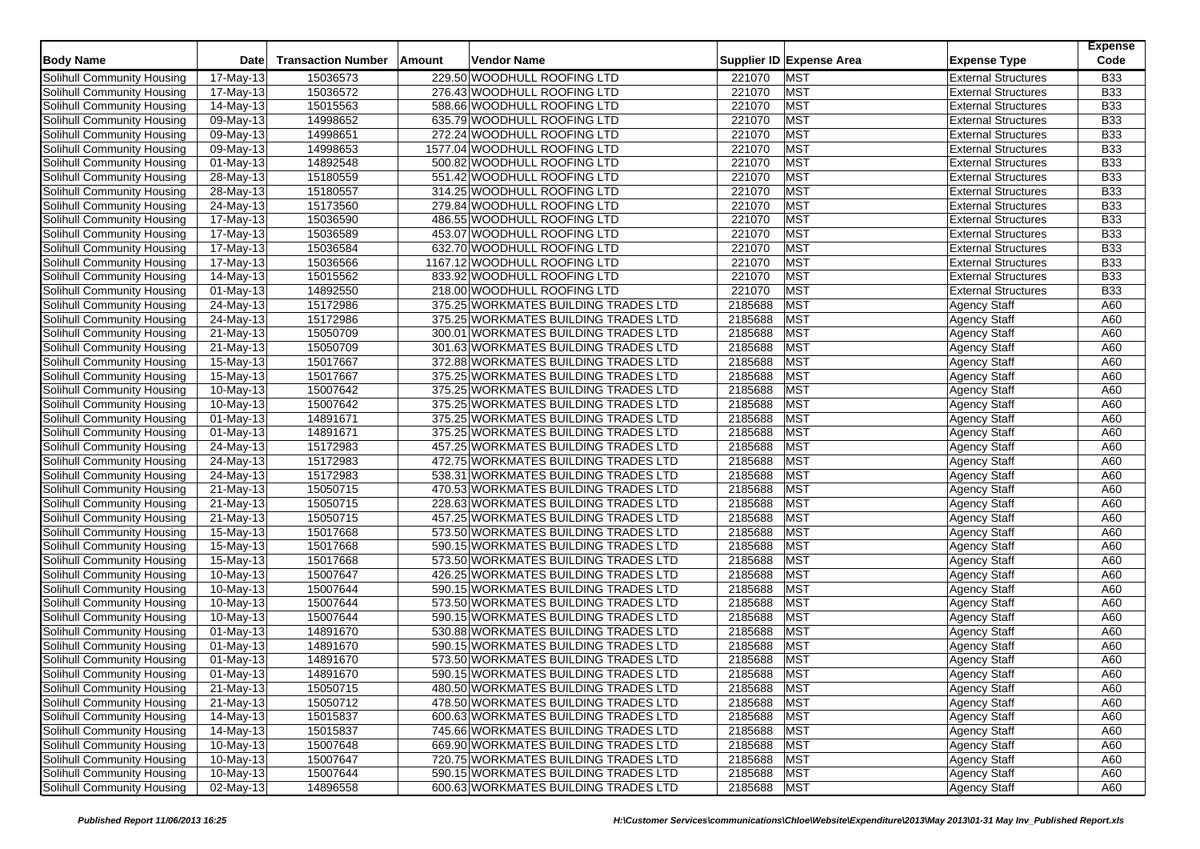| Body Name | Date | Transaction Number | Amount | Vendor Name | Supplier ID | Expense Area | Expense Type | Expense Code |
|---|---|---|---|---|---|---|---|---|
| Solihull Community Housing | 17-May-13 | 15036573 | 229.50 | WOODHULL ROOFING LTD | 221070 | MST | External Structures | B33 |
| Solihull Community Housing | 17-May-13 | 15036572 | 276.43 | WOODHULL ROOFING LTD | 221070 | MST | External Structures | B33 |
| Solihull Community Housing | 14-May-13 | 15015563 | 588.66 | WOODHULL ROOFING LTD | 221070 | MST | External Structures | B33 |
| Solihull Community Housing | 09-May-13 | 14998652 | 635.79 | WOODHULL ROOFING LTD | 221070 | MST | External Structures | B33 |
| Solihull Community Housing | 09-May-13 | 14998651 | 272.24 | WOODHULL ROOFING LTD | 221070 | MST | External Structures | B33 |
| Solihull Community Housing | 09-May-13 | 14998653 | 1577.04 | WOODHULL ROOFING LTD | 221070 | MST | External Structures | B33 |
| Solihull Community Housing | 01-May-13 | 14892548 | 500.82 | WOODHULL ROOFING LTD | 221070 | MST | External Structures | B33 |
| Solihull Community Housing | 28-May-13 | 15180559 | 551.42 | WOODHULL ROOFING LTD | 221070 | MST | External Structures | B33 |
| Solihull Community Housing | 28-May-13 | 15180557 | 314.25 | WOODHULL ROOFING LTD | 221070 | MST | External Structures | B33 |
| Solihull Community Housing | 24-May-13 | 15173560 | 279.84 | WOODHULL ROOFING LTD | 221070 | MST | External Structures | B33 |
| Solihull Community Housing | 17-May-13 | 15036590 | 486.55 | WOODHULL ROOFING LTD | 221070 | MST | External Structures | B33 |
| Solihull Community Housing | 17-May-13 | 15036589 | 453.07 | WOODHULL ROOFING LTD | 221070 | MST | External Structures | B33 |
| Solihull Community Housing | 17-May-13 | 15036584 | 632.70 | WOODHULL ROOFING LTD | 221070 | MST | External Structures | B33 |
| Solihull Community Housing | 17-May-13 | 15036566 | 1167.12 | WOODHULL ROOFING LTD | 221070 | MST | External Structures | B33 |
| Solihull Community Housing | 14-May-13 | 15015562 | 833.92 | WOODHULL ROOFING LTD | 221070 | MST | External Structures | B33 |
| Solihull Community Housing | 01-May-13 | 14892550 | 218.00 | WOODHULL ROOFING LTD | 221070 | MST | External Structures | B33 |
| Solihull Community Housing | 24-May-13 | 15172986 | 375.25 | WORKMATES BUILDING TRADES LTD | 2185688 | MST | Agency Staff | A60 |
| Solihull Community Housing | 24-May-13 | 15172986 | 375.25 | WORKMATES BUILDING TRADES LTD | 2185688 | MST | Agency Staff | A60 |
| Solihull Community Housing | 21-May-13 | 15050709 | 300.01 | WORKMATES BUILDING TRADES LTD | 2185688 | MST | Agency Staff | A60 |
| Solihull Community Housing | 21-May-13 | 15050709 | 301.63 | WORKMATES BUILDING TRADES LTD | 2185688 | MST | Agency Staff | A60 |
| Solihull Community Housing | 15-May-13 | 15017667 | 372.88 | WORKMATES BUILDING TRADES LTD | 2185688 | MST | Agency Staff | A60 |
| Solihull Community Housing | 15-May-13 | 15017667 | 375.25 | WORKMATES BUILDING TRADES LTD | 2185688 | MST | Agency Staff | A60 |
| Solihull Community Housing | 10-May-13 | 15007642 | 375.25 | WORKMATES BUILDING TRADES LTD | 2185688 | MST | Agency Staff | A60 |
| Solihull Community Housing | 10-May-13 | 15007642 | 375.25 | WORKMATES BUILDING TRADES LTD | 2185688 | MST | Agency Staff | A60 |
| Solihull Community Housing | 01-May-13 | 14891671 | 375.25 | WORKMATES BUILDING TRADES LTD | 2185688 | MST | Agency Staff | A60 |
| Solihull Community Housing | 01-May-13 | 14891671 | 375.25 | WORKMATES BUILDING TRADES LTD | 2185688 | MST | Agency Staff | A60 |
| Solihull Community Housing | 24-May-13 | 15172983 | 457.25 | WORKMATES BUILDING TRADES LTD | 2185688 | MST | Agency Staff | A60 |
| Solihull Community Housing | 24-May-13 | 15172983 | 472.75 | WORKMATES BUILDING TRADES LTD | 2185688 | MST | Agency Staff | A60 |
| Solihull Community Housing | 24-May-13 | 15172983 | 538.31 | WORKMATES BUILDING TRADES LTD | 2185688 | MST | Agency Staff | A60 |
| Solihull Community Housing | 21-May-13 | 15050715 | 470.53 | WORKMATES BUILDING TRADES LTD | 2185688 | MST | Agency Staff | A60 |
| Solihull Community Housing | 21-May-13 | 15050715 | 228.63 | WORKMATES BUILDING TRADES LTD | 2185688 | MST | Agency Staff | A60 |
| Solihull Community Housing | 21-May-13 | 15050715 | 457.25 | WORKMATES BUILDING TRADES LTD | 2185688 | MST | Agency Staff | A60 |
| Solihull Community Housing | 15-May-13 | 15017668 | 573.50 | WORKMATES BUILDING TRADES LTD | 2185688 | MST | Agency Staff | A60 |
| Solihull Community Housing | 15-May-13 | 15017668 | 590.15 | WORKMATES BUILDING TRADES LTD | 2185688 | MST | Agency Staff | A60 |
| Solihull Community Housing | 15-May-13 | 15017668 | 573.50 | WORKMATES BUILDING TRADES LTD | 2185688 | MST | Agency Staff | A60 |
| Solihull Community Housing | 10-May-13 | 15007647 | 426.25 | WORKMATES BUILDING TRADES LTD | 2185688 | MST | Agency Staff | A60 |
| Solihull Community Housing | 10-May-13 | 15007644 | 590.15 | WORKMATES BUILDING TRADES LTD | 2185688 | MST | Agency Staff | A60 |
| Solihull Community Housing | 10-May-13 | 15007644 | 573.50 | WORKMATES BUILDING TRADES LTD | 2185688 | MST | Agency Staff | A60 |
| Solihull Community Housing | 10-May-13 | 15007644 | 590.15 | WORKMATES BUILDING TRADES LTD | 2185688 | MST | Agency Staff | A60 |
| Solihull Community Housing | 01-May-13 | 14891670 | 530.88 | WORKMATES BUILDING TRADES LTD | 2185688 | MST | Agency Staff | A60 |
| Solihull Community Housing | 01-May-13 | 14891670 | 590.15 | WORKMATES BUILDING TRADES LTD | 2185688 | MST | Agency Staff | A60 |
| Solihull Community Housing | 01-May-13 | 14891670 | 573.50 | WORKMATES BUILDING TRADES LTD | 2185688 | MST | Agency Staff | A60 |
| Solihull Community Housing | 01-May-13 | 14891670 | 590.15 | WORKMATES BUILDING TRADES LTD | 2185688 | MST | Agency Staff | A60 |
| Solihull Community Housing | 21-May-13 | 15050715 | 480.50 | WORKMATES BUILDING TRADES LTD | 2185688 | MST | Agency Staff | A60 |
| Solihull Community Housing | 21-May-13 | 15050712 | 478.50 | WORKMATES BUILDING TRADES LTD | 2185688 | MST | Agency Staff | A60 |
| Solihull Community Housing | 14-May-13 | 15015837 | 600.63 | WORKMATES BUILDING TRADES LTD | 2185688 | MST | Agency Staff | A60 |
| Solihull Community Housing | 14-May-13 | 15015837 | 745.66 | WORKMATES BUILDING TRADES LTD | 2185688 | MST | Agency Staff | A60 |
| Solihull Community Housing | 10-May-13 | 15007648 | 669.90 | WORKMATES BUILDING TRADES LTD | 2185688 | MST | Agency Staff | A60 |
| Solihull Community Housing | 10-May-13 | 15007647 | 720.75 | WORKMATES BUILDING TRADES LTD | 2185688 | MST | Agency Staff | A60 |
| Solihull Community Housing | 10-May-13 | 15007644 | 590.15 | WORKMATES BUILDING TRADES LTD | 2185688 | MST | Agency Staff | A60 |
| Solihull Community Housing | 02-May-13 | 14896558 | 600.63 | WORKMATES BUILDING TRADES LTD | 2185688 | MST | Agency Staff | A60 |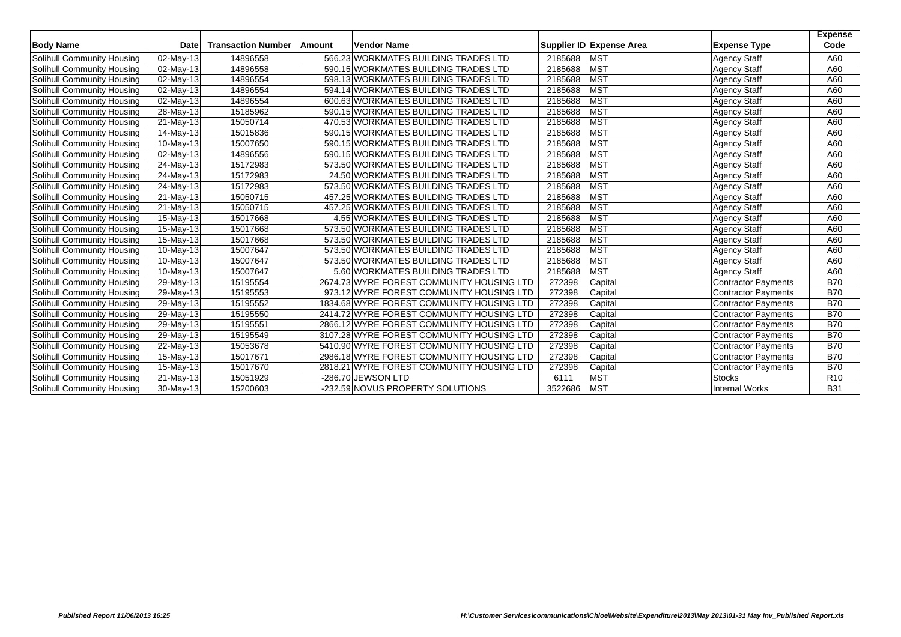| Body Name | Date | Transaction Number | Amount | Vendor Name | Supplier ID | Expense Area | Expense Type | Expense Code |
|---|---|---|---|---|---|---|---|---|
| Solihull Community Housing | 02-May-13 | 14896558 | 566.23 | WORKMATES BUILDING TRADES LTD | 2185688 | MST | Agency Staff | A60 |
| Solihull Community Housing | 02-May-13 | 14896558 | 590.15 | WORKMATES BUILDING TRADES LTD | 2185688 | MST | Agency Staff | A60 |
| Solihull Community Housing | 02-May-13 | 14896554 | 598.13 | WORKMATES BUILDING TRADES LTD | 2185688 | MST | Agency Staff | A60 |
| Solihull Community Housing | 02-May-13 | 14896554 | 594.14 | WORKMATES BUILDING TRADES LTD | 2185688 | MST | Agency Staff | A60 |
| Solihull Community Housing | 02-May-13 | 14896554 | 600.63 | WORKMATES BUILDING TRADES LTD | 2185688 | MST | Agency Staff | A60 |
| Solihull Community Housing | 28-May-13 | 15185962 | 590.15 | WORKMATES BUILDING TRADES LTD | 2185688 | MST | Agency Staff | A60 |
| Solihull Community Housing | 21-May-13 | 15050714 | 470.53 | WORKMATES BUILDING TRADES LTD | 2185688 | MST | Agency Staff | A60 |
| Solihull Community Housing | 14-May-13 | 15015836 | 590.15 | WORKMATES BUILDING TRADES LTD | 2185688 | MST | Agency Staff | A60 |
| Solihull Community Housing | 10-May-13 | 15007650 | 590.15 | WORKMATES BUILDING TRADES LTD | 2185688 | MST | Agency Staff | A60 |
| Solihull Community Housing | 02-May-13 | 14896556 | 590.15 | WORKMATES BUILDING TRADES LTD | 2185688 | MST | Agency Staff | A60 |
| Solihull Community Housing | 24-May-13 | 15172983 | 573.50 | WORKMATES BUILDING TRADES LTD | 2185688 | MST | Agency Staff | A60 |
| Solihull Community Housing | 24-May-13 | 15172983 | 24.50 | WORKMATES BUILDING TRADES LTD | 2185688 | MST | Agency Staff | A60 |
| Solihull Community Housing | 24-May-13 | 15172983 | 573.50 | WORKMATES BUILDING TRADES LTD | 2185688 | MST | Agency Staff | A60 |
| Solihull Community Housing | 21-May-13 | 15050715 | 457.25 | WORKMATES BUILDING TRADES LTD | 2185688 | MST | Agency Staff | A60 |
| Solihull Community Housing | 21-May-13 | 15050715 | 457.25 | WORKMATES BUILDING TRADES LTD | 2185688 | MST | Agency Staff | A60 |
| Solihull Community Housing | 15-May-13 | 15017668 | 4.55 | WORKMATES BUILDING TRADES LTD | 2185688 | MST | Agency Staff | A60 |
| Solihull Community Housing | 15-May-13 | 15017668 | 573.50 | WORKMATES BUILDING TRADES LTD | 2185688 | MST | Agency Staff | A60 |
| Solihull Community Housing | 15-May-13 | 15017668 | 573.50 | WORKMATES BUILDING TRADES LTD | 2185688 | MST | Agency Staff | A60 |
| Solihull Community Housing | 10-May-13 | 15007647 | 573.50 | WORKMATES BUILDING TRADES LTD | 2185688 | MST | Agency Staff | A60 |
| Solihull Community Housing | 10-May-13 | 15007647 | 573.50 | WORKMATES BUILDING TRADES LTD | 2185688 | MST | Agency Staff | A60 |
| Solihull Community Housing | 10-May-13 | 15007647 | 5.60 | WORKMATES BUILDING TRADES LTD | 2185688 | MST | Agency Staff | A60 |
| Solihull Community Housing | 29-May-13 | 15195554 | 2674.73 | WYRE FOREST COMMUNITY HOUSING LTD | 272398 | Capital | Contractor Payments | B70 |
| Solihull Community Housing | 29-May-13 | 15195553 | 973.12 | WYRE FOREST COMMUNITY HOUSING LTD | 272398 | Capital | Contractor Payments | B70 |
| Solihull Community Housing | 29-May-13 | 15195552 | 1834.68 | WYRE FOREST COMMUNITY HOUSING LTD | 272398 | Capital | Contractor Payments | B70 |
| Solihull Community Housing | 29-May-13 | 15195550 | 2414.72 | WYRE FOREST COMMUNITY HOUSING LTD | 272398 | Capital | Contractor Payments | B70 |
| Solihull Community Housing | 29-May-13 | 15195551 | 2866.12 | WYRE FOREST COMMUNITY HOUSING LTD | 272398 | Capital | Contractor Payments | B70 |
| Solihull Community Housing | 29-May-13 | 15195549 | 3107.28 | WYRE FOREST COMMUNITY HOUSING LTD | 272398 | Capital | Contractor Payments | B70 |
| Solihull Community Housing | 22-May-13 | 15053678 | 5410.90 | WYRE FOREST COMMUNITY HOUSING LTD | 272398 | Capital | Contractor Payments | B70 |
| Solihull Community Housing | 15-May-13 | 15017671 | 2986.18 | WYRE FOREST COMMUNITY HOUSING LTD | 272398 | Capital | Contractor Payments | B70 |
| Solihull Community Housing | 15-May-13 | 15017670 | 2818.21 | WYRE FOREST COMMUNITY HOUSING LTD | 272398 | Capital | Contractor Payments | B70 |
| Solihull Community Housing | 21-May-13 | 15051929 | -286.70 | JEWSON LTD | 6111 | MST | Stocks | R10 |
| Solihull Community Housing | 30-May-13 | 15200603 | -232.59 | NOVUS PROPERTY SOLUTIONS | 3522686 | MST | Internal Works | B31 |